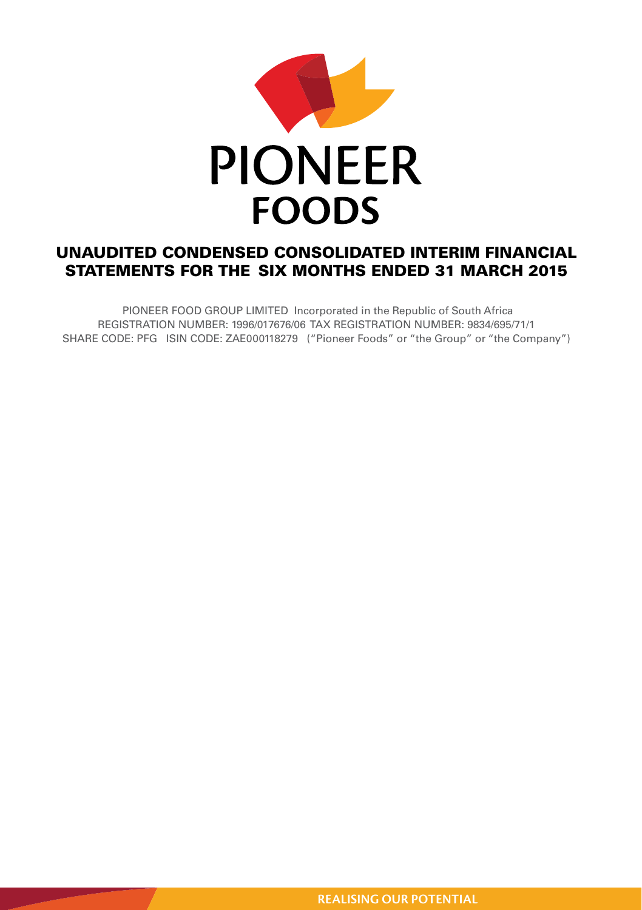PIONEER

FOODS

# UNAUDITED CONDENSED CONSOLIDATED INTERIM FINANCIAL STATEMENTS FOR THE SIX MONTHS ENDED 31 MARCH 2015

PIONEER FOOD GROUP LIMITED Incorporated in the Republic of South Africa
REGISTRATION NUMBER: 1996/017676/06 TAX REGISTRATION NUMBER: 9834/695/71/1
SHARE CODE: PFG ISIN CODE: ZAE000118279 ("Pioneer Foods" or "the Group" or "the Company")

REALISING OUR POTENTIAL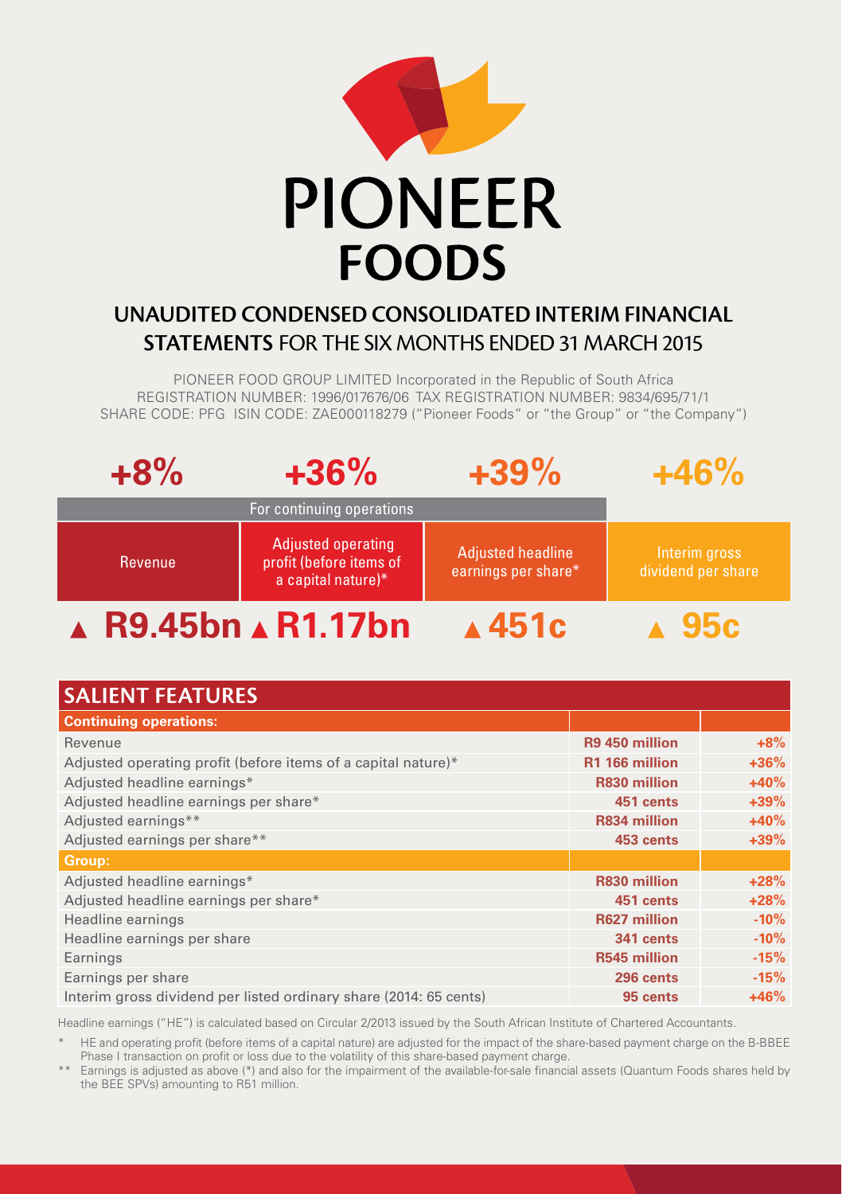# PIONEER FOODS

## UNAUDITED CONDENSED CONSOLIDATED INTERIM FINANCIAL STATEMENTS FOR THE SIX MONTHS ENDED 31 MARCH 2015

PIONEER FOOD GROUP LIMITED Incorporated in the Republic of South Africa
REGISTRATION NUMBER: 1996/017676/06 TAX REGISTRATION NUMBER: 9834/695/71/1
SHARE CODE: PFG ISIN CODE: ZAE000118279 ("Pioneer Foods" or "the Group" or "the Company")

| +8% | +36% | +39% | +46% |
|---|---|---|---|
| For continuing operations | | | |
| Revenue | Adjusted operating profit (before items of a capital nature)* | Adjusted headline earnings per share* | Interim gross dividend per share |
| ▲ R9.45bn | ▲ R1.17bn | ▲ 451c | ▲ 95c |

## SALIENT FEATURES

| | | |
|---|---|---|
| **Continuing operations:** | | |
| Revenue | **R9 450 million** | **+8%** |
| Adjusted operating profit (before items of a capital nature)* | **R1 166 million** | **+36%** |
| Adjusted headline earnings* | **R830 million** | **+40%** |
| Adjusted headline earnings per share* | **451 cents** | **+39%** |
| Adjusted earnings** | **R834 million** | **+40%** |
| Adjusted earnings per share** | **453 cents** | **+39%** |
| **Group:** | | |
| Adjusted headline earnings* | **R830 million** | **+28%** |
| Adjusted headline earnings per share* | **451 cents** | **+28%** |
| Headline earnings | **R627 million** | **-10%** |
| Headline earnings per share | **341 cents** | **-10%** |
| Earnings | **R545 million** | **-15%** |
| Earnings per share | **296 cents** | **-15%** |
| Interim gross dividend per listed ordinary share (2014: 65 cents) | **95 cents** | **+46%** |

Headline earnings ("HE") is calculated based on Circular 2/2013 issued by the South African Institute of Chartered Accountants.

\* HE and operating profit (before items of a capital nature) are adjusted for the impact of the share-based payment charge on the B-BBEE Phase I transaction on profit or loss due to the volatility of this share-based payment charge.

\*\* Earnings is adjusted as above (*) and also for the impairment of the available-for-sale financial assets (Quantum Foods shares held by the BEE SPVs) amounting to R51 million.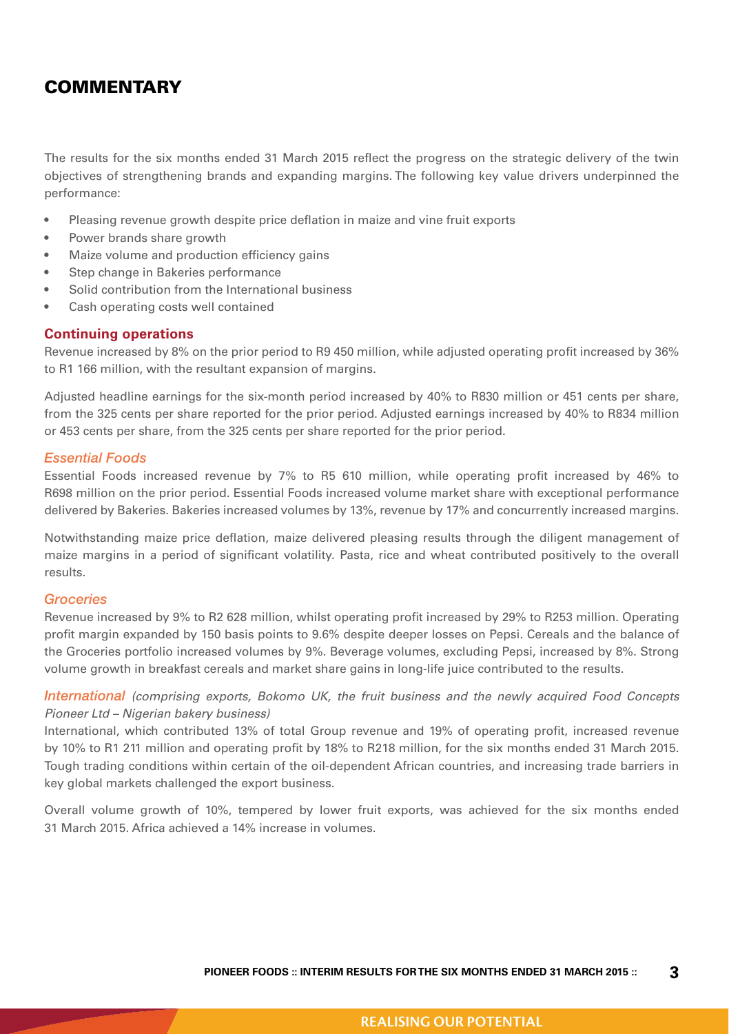# COMMENTARY

The results for the six months ended 31 March 2015 reflect the progress on the strategic delivery of the twin objectives of strengthening brands and expanding margins. The following key value drivers underpinned the performance:

- Pleasing revenue growth despite price deflation in maize and vine fruit exports
- Power brands share growth
- Maize volume and production efficiency gains
- Step change in Bakeries performance
- Solid contribution from the International business
- Cash operating costs well contained

## Continuing operations

Revenue increased by 8% on the prior period to R9 450 million, while adjusted operating profit increased by 36% to R1 166 million, with the resultant expansion of margins.

Adjusted headline earnings for the six-month period increased by 40% to R830 million or 451 cents per share, from the 325 cents per share reported for the prior period. Adjusted earnings increased by 40% to R834 million or 453 cents per share, from the 325 cents per share reported for the prior period.

### *Essential Foods*

Essential Foods increased revenue by 7% to R5 610 million, while operating profit increased by 46% to R698 million on the prior period. Essential Foods increased volume market share with exceptional performance delivered by Bakeries. Bakeries increased volumes by 13%, revenue by 17% and concurrently increased margins.

Notwithstanding maize price deflation, maize delivered pleasing results through the diligent management of maize margins in a period of significant volatility. Pasta, rice and wheat contributed positively to the overall results.

### *Groceries*

Revenue increased by 9% to R2 628 million, whilst operating profit increased by 29% to R253 million. Operating profit margin expanded by 150 basis points to 9.6% despite deeper losses on Pepsi. Cereals and the balance of the Groceries portfolio increased volumes by 9%. Beverage volumes, excluding Pepsi, increased by 8%. Strong volume growth in breakfast cereals and market share gains in long-life juice contributed to the results.

### *International* *(comprising exports, Bokomo UK, the fruit business and the newly acquired Food Concepts Pioneer Ltd – Nigerian bakery business)*

International, which contributed 13% of total Group revenue and 19% of operating profit, increased revenue by 10% to R1 211 million and operating profit by 18% to R218 million, for the six months ended 31 March 2015. Tough trading conditions within certain of the oil-dependent African countries, and increasing trade barriers in key global markets challenged the export business.

Overall volume growth of 10%, tempered by lower fruit exports, was achieved for the six months ended 31 March 2015. Africa achieved a 14% increase in volumes.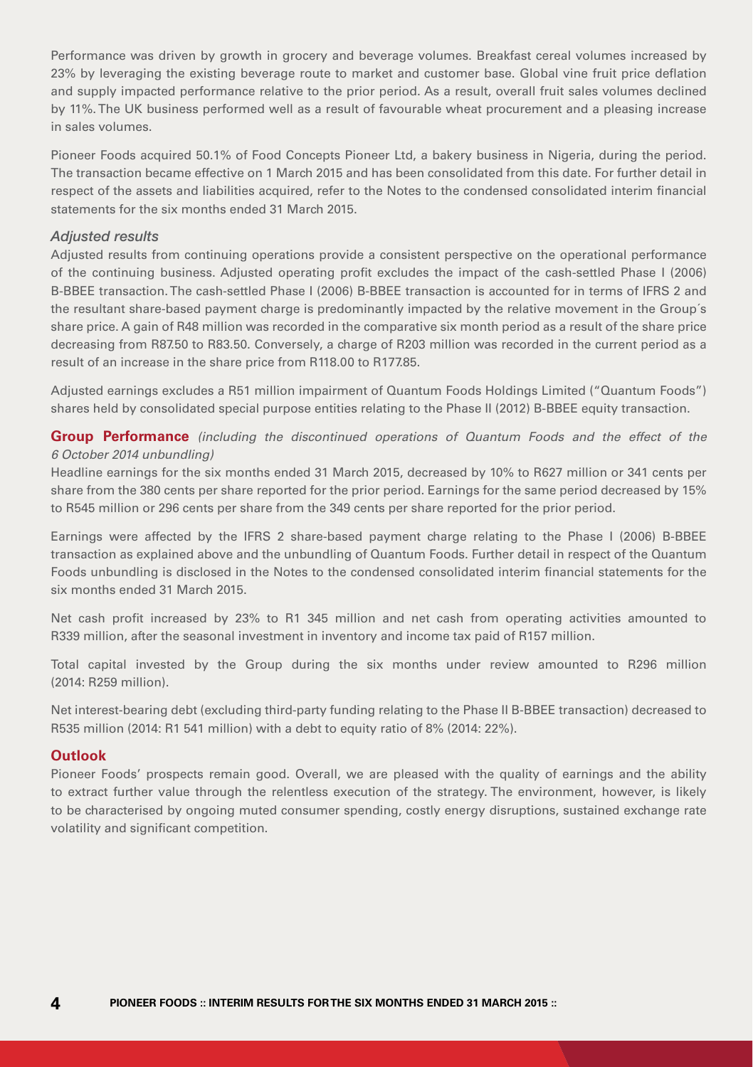Performance was driven by growth in grocery and beverage volumes. Breakfast cereal volumes increased by 23% by leveraging the existing beverage route to market and customer base. Global vine fruit price deflation and supply impacted performance relative to the prior period. As a result, overall fruit sales volumes declined by 11%. The UK business performed well as a result of favourable wheat procurement and a pleasing increase in sales volumes.

Pioneer Foods acquired 50.1% of Food Concepts Pioneer Ltd, a bakery business in Nigeria, during the period. The transaction became effective on 1 March 2015 and has been consolidated from this date. For further detail in respect of the assets and liabilities acquired, refer to the Notes to the condensed consolidated interim financial statements for the six months ended 31 March 2015.

### *Adjusted results*

Adjusted results from continuing operations provide a consistent perspective on the operational performance of the continuing business. Adjusted operating profit excludes the impact of the cash-settled Phase I (2006) B-BBEE transaction. The cash-settled Phase I (2006) B-BBEE transaction is accounted for in terms of IFRS 2 and the resultant share-based payment charge is predominantly impacted by the relative movement in the Group´s share price. A gain of R48 million was recorded in the comparative six month period as a result of the share price decreasing from R87.50 to R83.50. Conversely, a charge of R203 million was recorded in the current period as a result of an increase in the share price from R118.00 to R177.85.

Adjusted earnings excludes a R51 million impairment of Quantum Foods Holdings Limited ("Quantum Foods") shares held by consolidated special purpose entities relating to the Phase II (2012) B-BBEE equity transaction.

## **Group Performance** *(including the discontinued operations of Quantum Foods and the effect of the 6 October 2014 unbundling)*

Headline earnings for the six months ended 31 March 2015, decreased by 10% to R627 million or 341 cents per share from the 380 cents per share reported for the prior period. Earnings for the same period decreased by 15% to R545 million or 296 cents per share from the 349 cents per share reported for the prior period.

Earnings were affected by the IFRS 2 share-based payment charge relating to the Phase I (2006) B-BBEE transaction as explained above and the unbundling of Quantum Foods. Further detail in respect of the Quantum Foods unbundling is disclosed in the Notes to the condensed consolidated interim financial statements for the six months ended 31 March 2015.

Net cash profit increased by 23% to R1 345 million and net cash from operating activities amounted to R339 million, after the seasonal investment in inventory and income tax paid of R157 million.

Total capital invested by the Group during the six months under review amounted to R296 million (2014: R259 million).

Net interest-bearing debt (excluding third-party funding relating to the Phase II B-BBEE transaction) decreased to R535 million (2014: R1 541 million) with a debt to equity ratio of 8% (2014: 22%).

## **Outlook**

Pioneer Foods' prospects remain good. Overall, we are pleased with the quality of earnings and the ability to extract further value through the relentless execution of the strategy. The environment, however, is likely to be characterised by ongoing muted consumer spending, costly energy disruptions, sustained exchange rate volatility and significant competition.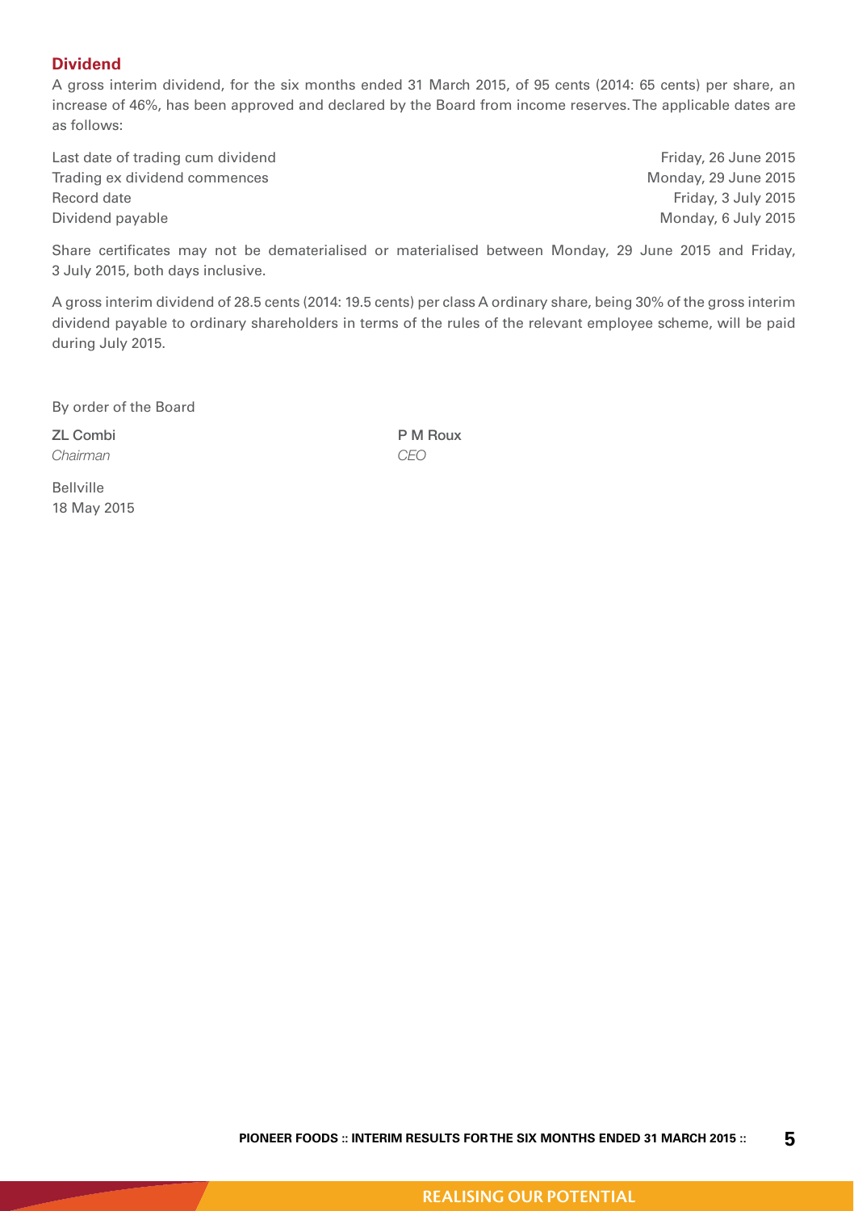## Dividend

A gross interim dividend, for the six months ended 31 March 2015, of 95 cents (2014: 65 cents) per share, an increase of 46%, has been approved and declared by the Board from income reserves. The applicable dates are as follows:

| | |
|---|---|
| Last date of trading cum dividend | Friday, 26 June 2015 |
| Trading ex dividend commences | Monday, 29 June 2015 |
| Record date | Friday, 3 July 2015 |
| Dividend payable | Monday, 6 July 2015 |

Share certificates may not be dematerialised or materialised between Monday, 29 June 2015 and Friday, 3 July 2015, both days inclusive.

A gross interim dividend of 28.5 cents (2014: 19.5 cents) per class A ordinary share, being 30% of the gross interim dividend payable to ordinary shareholders in terms of the rules of the relevant employee scheme, will be paid during July 2015.

By order of the Board

**ZL Combi**
*Chairman*

**P M Roux**
*CEO*

Bellville
18 May 2015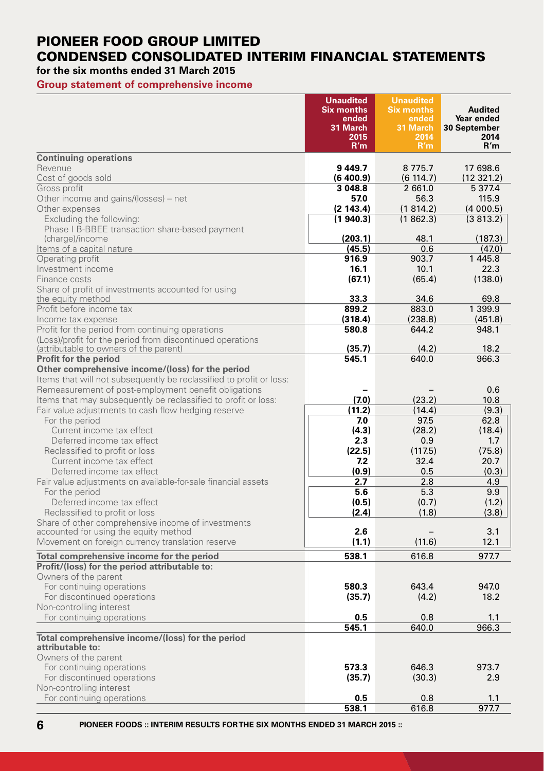# PIONEER FOOD GROUP LIMITED
# CONDENSED CONSOLIDATED INTERIM FINANCIAL STATEMENTS

**for the six months ended 31 March 2015**

## Group statement of comprehensive income

| | Unaudited Six months ended 31 March 2015 R'm | Unaudited Six months ended 31 March 2014 R'm | Audited Year ended 30 September 2014 R'm |
|---|---|---|---|
| **Continuing operations** | | | |
| Revenue | **9 449.7** | 8 775.7 | 17 698.6 |
| Cost of goods sold | **(6 400.9)** | (6 114.7) | (12 321.2) |
| Gross profit | **3 048.8** | 2 661.0 | 5 377.4 |
| Other income and gains/(losses) – net | **57.0** | 56.3 | 115.9 |
| Other expenses | **(2 143.4)** | (1 814.2) | (4 000.5) |
| Excluding the following: | **(1 940.3)** | (1 862.3) | (3 813.2) |
| Phase I B-BBEE transaction share-based payment (charge)/income | **(203.1)** | 48.1 | (187.3) |
| Items of a capital nature | **(45.5)** | 0.6 | (47.0) |
| Operating profit | **916.9** | 903.7 | 1 445.8 |
| Investment income | **16.1** | 10.1 | 22.3 |
| Finance costs | **(67.1)** | (65.4) | (138.0) |
| Share of profit of investments accounted for using the equity method | **33.3** | 34.6 | 69.8 |
| Profit before income tax | **899.2** | 883.0 | 1 399.9 |
| Income tax expense | **(318.4)** | (238.8) | (451.8) |
| Profit for the period from continuing operations | **580.8** | 644.2 | 948.1 |
| (Loss)/profit for the period from discontinued operations (attributable to owners of the parent) | **(35.7)** | (4.2) | 18.2 |
| **Profit for the period** | **545.1** | 640.0 | 966.3 |
| **Other comprehensive income/(loss) for the period** | | | |
| Items that will not subsequently be reclassified to profit or loss: | | | |
| Remeasurement of post-employment benefit obligations | **–** | – | 0.6 |
| Items that may subsequently be reclassified to profit or loss: | **(7.0)** | (23.2) | 10.8 |
| Fair value adjustments to cash flow hedging reserve | **(11.2)** | (14.4) | (9.3) |
| For the period | **7.0** | 97.5 | 62.8 |
| Current income tax effect | **(4.3)** | (28.2) | (18.4) |
| Deferred income tax effect | **2.3** | 0.9 | 1.7 |
| Reclassified to profit or loss | **(22.5)** | (117.5) | (75.8) |
| Current income tax effect | **7.2** | 32.4 | 20.7 |
| Deferred income tax effect | **(0.9)** | 0.5 | (0.3) |
| Fair value adjustments on available-for-sale financial assets | **2.7** | 2.8 | 4.9 |
| For the period | **5.6** | 5.3 | 9.9 |
| Deferred income tax effect | **(0.5)** | (0.7) | (1.2) |
| Reclassified to profit or loss | **(2.4)** | (1.8) | (3.8) |
| Share of other comprehensive income of investments accounted for using the equity method | **2.6** | – | 3.1 |
| Movement on foreign currency translation reserve | **(1.1)** | (11.6) | 12.1 |
| **Total comprehensive income for the period** | **538.1** | 616.8 | 977.7 |
| **Profit/(loss) for the period attributable to:** | | | |
| Owners of the parent | | | |
| For continuing operations | **580.3** | 643.4 | 947.0 |
| For discontinued operations | **(35.7)** | (4.2) | 18.2 |
| Non-controlling interest | | | |
| For continuing operations | **0.5** | 0.8 | 1.1 |
| | **545.1** | 640.0 | 966.3 |
| **Total comprehensive income/(loss) for the period attributable to:** | | | |
| Owners of the parent | | | |
| For continuing operations | **573.3** | 646.3 | 973.7 |
| For discontinued operations | **(35.7)** | (30.3) | 2.9 |
| Non-controlling interest | | | |
| For continuing operations | **0.5** | 0.8 | 1.1 |
| | **538.1** | 616.8 | 977.7 |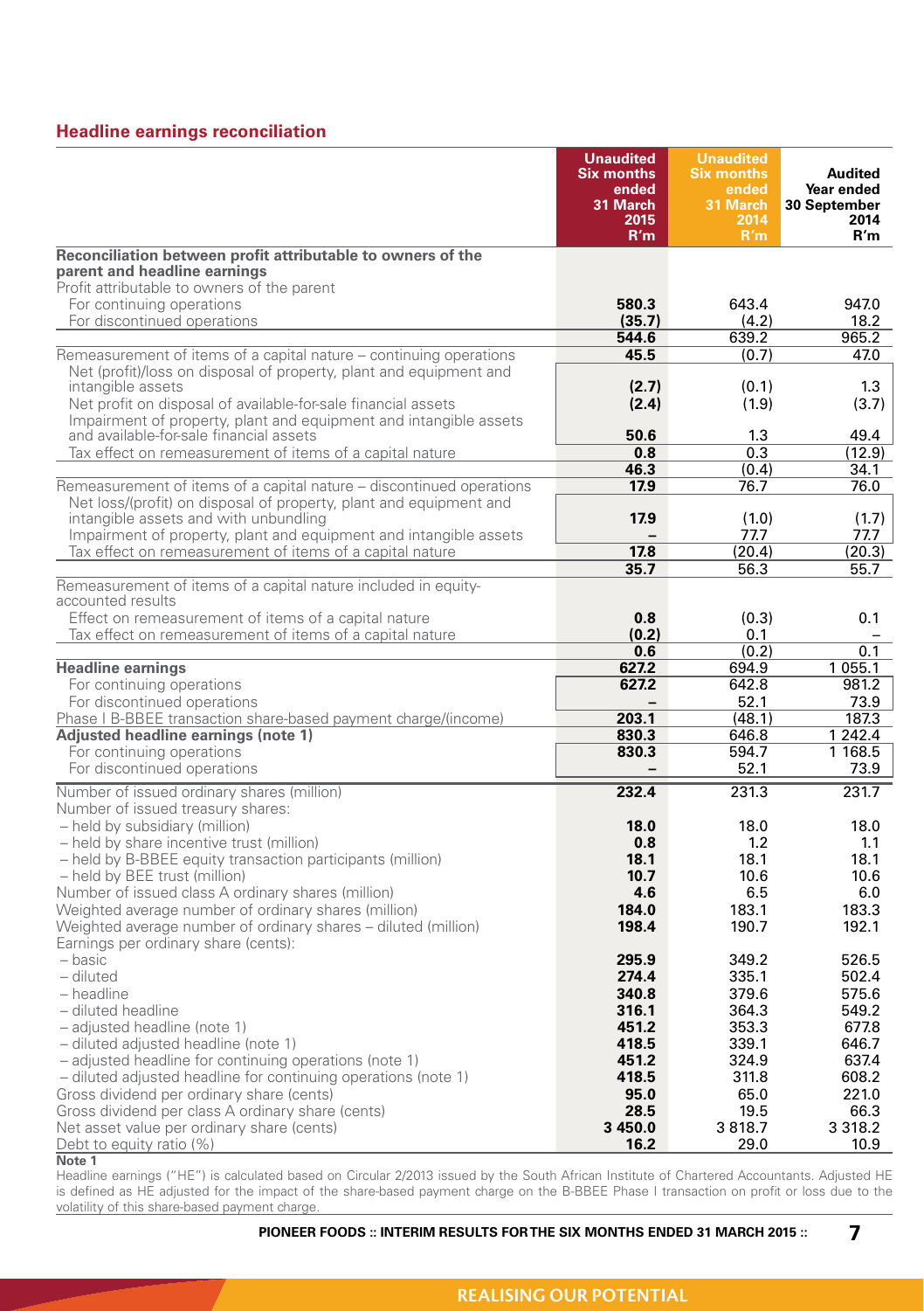## Headline earnings reconciliation

| | Unaudited Six months ended 31 March 2015 R'm | Unaudited Six months ended 31 March 2014 R'm | Audited Year ended 30 September 2014 R'm |
|---|---|---|---|
| **Reconciliation between profit attributable to owners of the parent and headline earnings** | | | |
| Profit attributable to owners of the parent | | | |
| For continuing operations | **580.3** | 643.4 | 947.0 |
| For discontinued operations | **(35.7)** | (4.2) | 18.2 |
| | **544.6** | 639.2 | 965.2 |
| Remeasurement of items of a capital nature – continuing operations | **45.5** | (0.7) | 47.0 |
| Net (profit)/loss on disposal of property, plant and equipment and intangible assets | **(2.7)** | (0.1) | 1.3 |
| Net profit on disposal of available-for-sale financial assets | **(2.4)** | (1.9) | (3.7) |
| Impairment of property, plant and equipment and intangible assets and available-for-sale financial assets | **50.6** | 1.3 | 49.4 |
| Tax effect on remeasurement of items of a capital nature | **0.8** | 0.3 | (12.9) |
| | **46.3** | (0.4) | 34.1 |
| Remeasurement of items of a capital nature – discontinued operations | **17.9** | 76.7 | 76.0 |
| Net loss/(profit) on disposal of property, plant and equipment and intangible assets and with unbundling | **17.9** | (1.0) | (1.7) |
| Impairment of property, plant and equipment and intangible assets | **–** | 77.7 | 77.7 |
| Tax effect on remeasurement of items of a capital nature | **17.8** | (20.4) | (20.3) |
| | **35.7** | 56.3 | 55.7 |
| Remeasurement of items of a capital nature included in equity-accounted results | | | |
| Effect on remeasurement of items of a capital nature | **0.8** | (0.3) | 0.1 |
| Tax effect on remeasurement of items of a capital nature | **(0.2)** | 0.1 | – |
| | **0.6** | (0.2) | 0.1 |
| **Headline earnings** | **627.2** | 694.9 | 1 055.1 |
| For continuing operations | **627.2** | 642.8 | 981.2 |
| For discontinued operations | **–** | 52.1 | 73.9 |
| Phase I B-BBEE transaction share-based payment charge/(income) | **203.1** | (48.1) | 187.3 |
| **Adjusted headline earnings (note 1)** | **830.3** | 646.8 | 1 242.4 |
| For continuing operations | **830.3** | 594.7 | 1 168.5 |
| For discontinued operations | **–** | 52.1 | 73.9 |
| Number of issued ordinary shares (million) | **232.4** | 231.3 | 231.7 |
| Number of issued treasury shares: | | | |
| – held by subsidiary (million) | **18.0** | 18.0 | 18.0 |
| – held by share incentive trust (million) | **0.8** | 1.2 | 1.1 |
| – held by B-BBEE equity transaction participants (million) | **18.1** | 18.1 | 18.1 |
| – held by BEE trust (million) | **10.7** | 10.6 | 10.6 |
| Number of issued class A ordinary shares (million) | **4.6** | 6.5 | 6.0 |
| Weighted average number of ordinary shares (million) | **184.0** | 183.1 | 183.3 |
| Weighted average number of ordinary shares – diluted (million) | **198.4** | 190.7 | 192.1 |
| Earnings per ordinary share (cents): | | | |
| – basic | **295.9** | 349.2 | 526.5 |
| – diluted | **274.4** | 335.1 | 502.4 |
| – headline | **340.8** | 379.6 | 575.6 |
| – diluted headline | **316.1** | 364.3 | 549.2 |
| – adjusted headline (note 1) | **451.2** | 353.3 | 677.8 |
| – diluted adjusted headline (note 1) | **418.5** | 339.1 | 646.7 |
| – adjusted headline for continuing operations (note 1) | **451.2** | 324.9 | 637.4 |
| – diluted adjusted headline for continuing operations (note 1) | **418.5** | 311.8 | 608.2 |
| Gross dividend per ordinary share (cents) | **95.0** | 65.0 | 221.0 |
| Gross dividend per class A ordinary share (cents) | **28.5** | 19.5 | 66.3 |
| Net asset value per ordinary share (cents) | **3 450.0** | 3 818.7 | 3 318.2 |
| Debt to equity ratio (%) | **16.2** | 29.0 | 10.9 |

**Note 1**

Headline earnings ("HE") is calculated based on Circular 2/2013 issued by the South African Institute of Chartered Accountants. Adjusted HE is defined as HE adjusted for the impact of the share-based payment charge on the B-BBEE Phase I transaction on profit or loss due to the volatility of this share-based payment charge.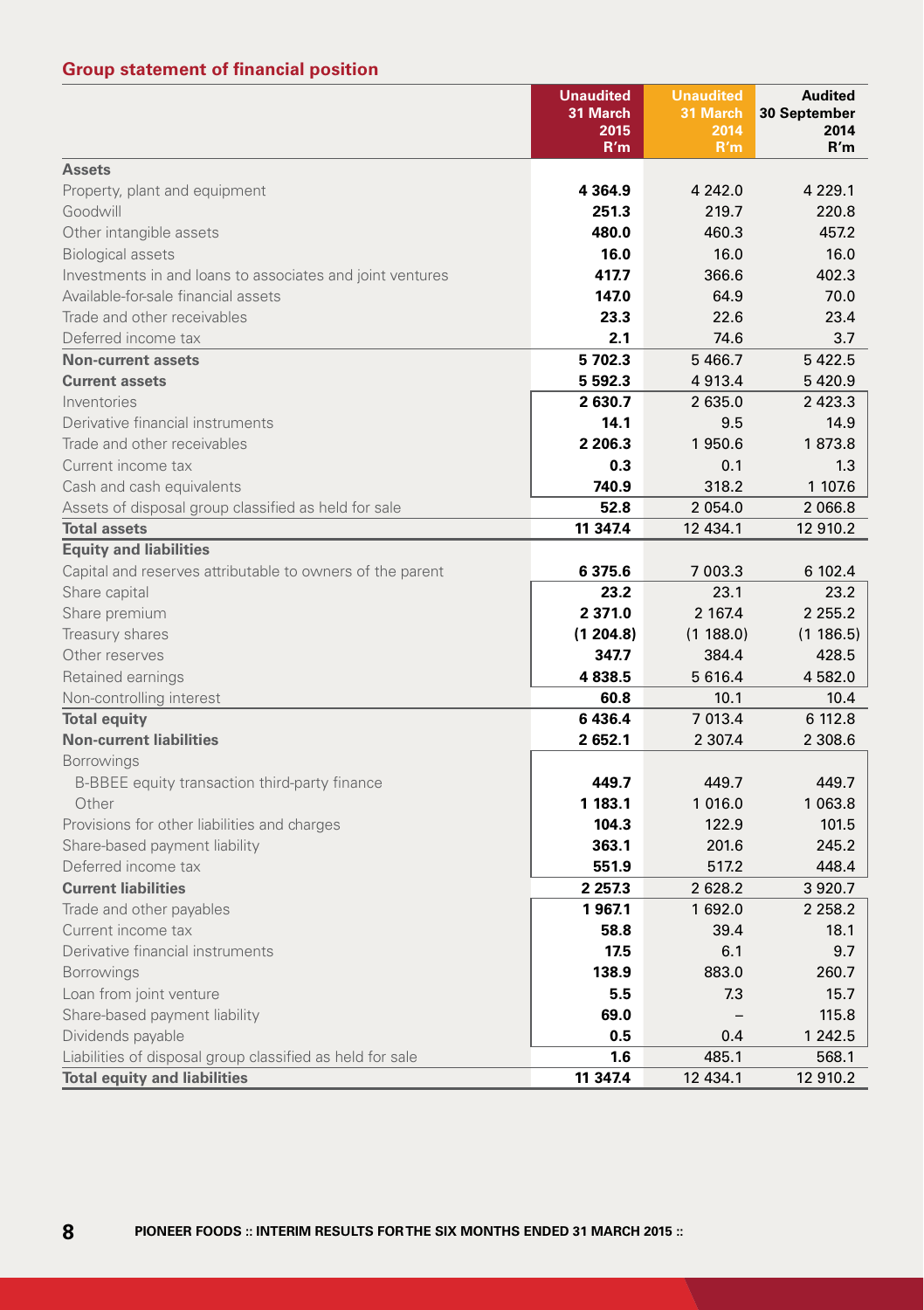## Group statement of financial position

| | Unaudited 31 March 2015 R'm | Unaudited 31 March 2014 R'm | Audited 30 September 2014 R'm |
|---|---|---|---|
| **Assets** | | | |
| Property, plant and equipment | **4 364.9** | 4 242.0 | 4 229.1 |
| Goodwill | **251.3** | 219.7 | 220.8 |
| Other intangible assets | **480.0** | 460.3 | 457.2 |
| Biological assets | **16.0** | 16.0 | 16.0 |
| Investments in and loans to associates and joint ventures | **417.7** | 366.6 | 402.3 |
| Available-for-sale financial assets | **147.0** | 64.9 | 70.0 |
| Trade and other receivables | **23.3** | 22.6 | 23.4 |
| Deferred income tax | **2.1** | 74.6 | 3.7 |
| **Non-current assets** | **5 702.3** | 5 466.7 | 5 422.5 |
| **Current assets** | **5 592.3** | 4 913.4 | 5 420.9 |
| Inventories | **2 630.7** | 2 635.0 | 2 423.3 |
| Derivative financial instruments | **14.1** | 9.5 | 14.9 |
| Trade and other receivables | **2 206.3** | 1 950.6 | 1 873.8 |
| Current income tax | **0.3** | 0.1 | 1.3 |
| Cash and cash equivalents | **740.9** | 318.2 | 1 107.6 |
| Assets of disposal group classified as held for sale | **52.8** | 2 054.0 | 2 066.8 |
| **Total assets** | **11 347.4** | 12 434.1 | 12 910.2 |
| **Equity and liabilities** | | | |
| Capital and reserves attributable to owners of the parent | **6 375.6** | 7 003.3 | 6 102.4 |
| Share capital | **23.2** | 23.1 | 23.2 |
| Share premium | **2 371.0** | 2 167.4 | 2 255.2 |
| Treasury shares | **(1 204.8)** | (1 188.0) | (1 186.5) |
| Other reserves | **347.7** | 384.4 | 428.5 |
| Retained earnings | **4 838.5** | 5 616.4 | 4 582.0 |
| Non-controlling interest | **60.8** | 10.1 | 10.4 |
| **Total equity** | **6 436.4** | 7 013.4 | 6 112.8 |
| **Non-current liabilities** | **2 652.1** | 2 307.4 | 2 308.6 |
| Borrowings | | | |
| B-BBEE equity transaction third-party finance | **449.7** | 449.7 | 449.7 |
| Other | **1 183.1** | 1 016.0 | 1 063.8 |
| Provisions for other liabilities and charges | **104.3** | 122.9 | 101.5 |
| Share-based payment liability | **363.1** | 201.6 | 245.2 |
| Deferred income tax | **551.9** | 517.2 | 448.4 |
| **Current liabilities** | **2 257.3** | 2 628.2 | 3 920.7 |
| Trade and other payables | **1 967.1** | 1 692.0 | 2 258.2 |
| Current income tax | **58.8** | 39.4 | 18.1 |
| Derivative financial instruments | **17.5** | 6.1 | 9.7 |
| Borrowings | **138.9** | 883.0 | 260.7 |
| Loan from joint venture | **5.5** | 7.3 | 15.7 |
| Share-based payment liability | **69.0** | – | 115.8 |
| Dividends payable | **0.5** | 0.4 | 1 242.5 |
| Liabilities of disposal group classified as held for sale | **1.6** | 485.1 | 568.1 |
| **Total equity and liabilities** | **11 347.4** | 12 434.1 | 12 910.2 |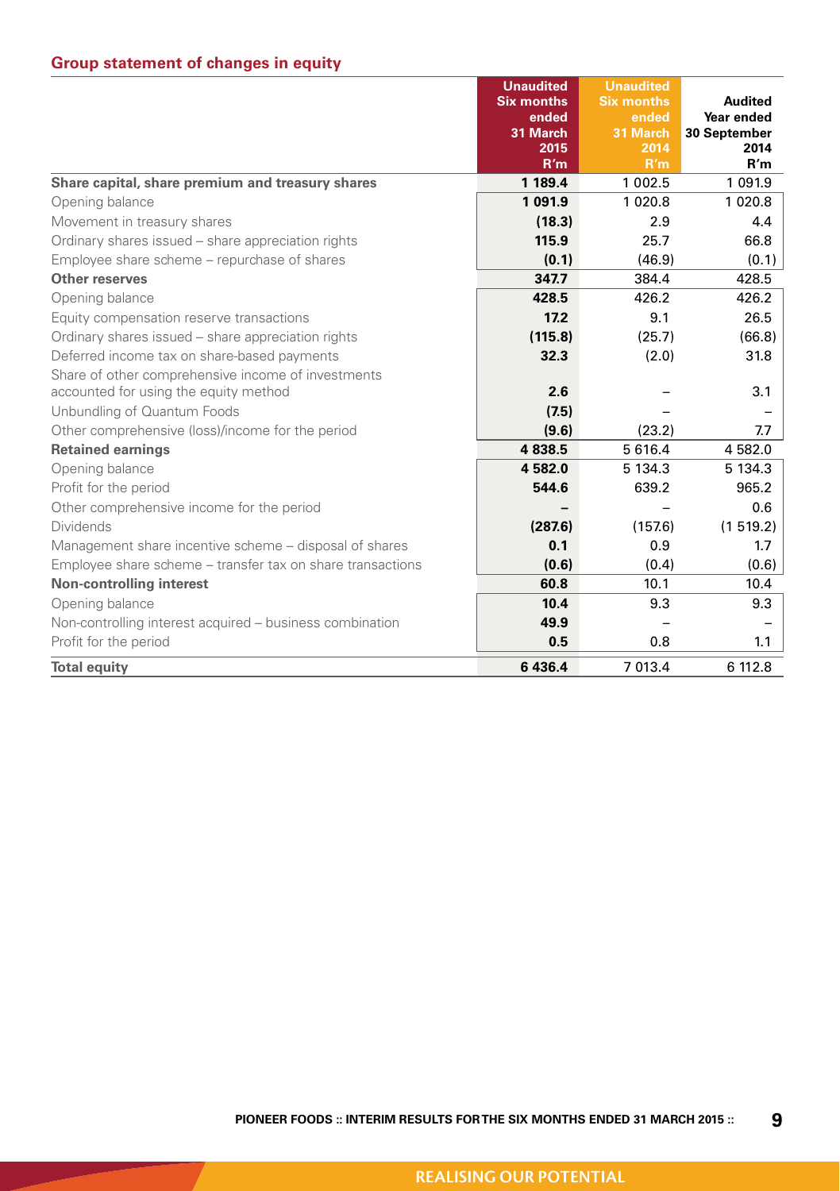## Group statement of changes in equity

| | Unaudited Six months ended 31 March 2015 R'm | Unaudited Six months ended 31 March 2014 R'm | Audited Year ended 30 September 2014 R'm |
|---|---|---|---|
| **Share capital, share premium and treasury shares** | **1 189.4** | 1 002.5 | 1 091.9 |
| Opening balance | **1 091.9** | 1 020.8 | 1 020.8 |
| Movement in treasury shares | **(18.3)** | 2.9 | 4.4 |
| Ordinary shares issued – share appreciation rights | **115.9** | 25.7 | 66.8 |
| Employee share scheme – repurchase of shares | **(0.1)** | (46.9) | (0.1) |
| **Other reserves** | **347.7** | 384.4 | 428.5 |
| Opening balance | **428.5** | 426.2 | 426.2 |
| Equity compensation reserve transactions | **17.2** | 9.1 | 26.5 |
| Ordinary shares issued – share appreciation rights | **(115.8)** | (25.7) | (66.8) |
| Deferred income tax on share-based payments | **32.3** | (2.0) | 31.8 |
| Share of other comprehensive income of investments accounted for using the equity method | **2.6** | – | 3.1 |
| Unbundling of Quantum Foods | **(7.5)** | – | – |
| Other comprehensive (loss)/income for the period | **(9.6)** | (23.2) | 7.7 |
| **Retained earnings** | **4 838.5** | 5 616.4 | 4 582.0 |
| Opening balance | **4 582.0** | 5 134.3 | 5 134.3 |
| Profit for the period | **544.6** | 639.2 | 965.2 |
| Other comprehensive income for the period | **–** | – | 0.6 |
| Dividends | **(287.6)** | (157.6) | (1 519.2) |
| Management share incentive scheme – disposal of shares | **0.1** | 0.9 | 1.7 |
| Employee share scheme – transfer tax on share transactions | **(0.6)** | (0.4) | (0.6) |
| **Non-controlling interest** | **60.8** | 10.1 | 10.4 |
| Opening balance | **10.4** | 9.3 | 9.3 |
| Non-controlling interest acquired – business combination | **49.9** | – | – |
| Profit for the period | **0.5** | 0.8 | 1.1 |
| **Total equity** | **6 436.4** | 7 013.4 | 6 112.8 |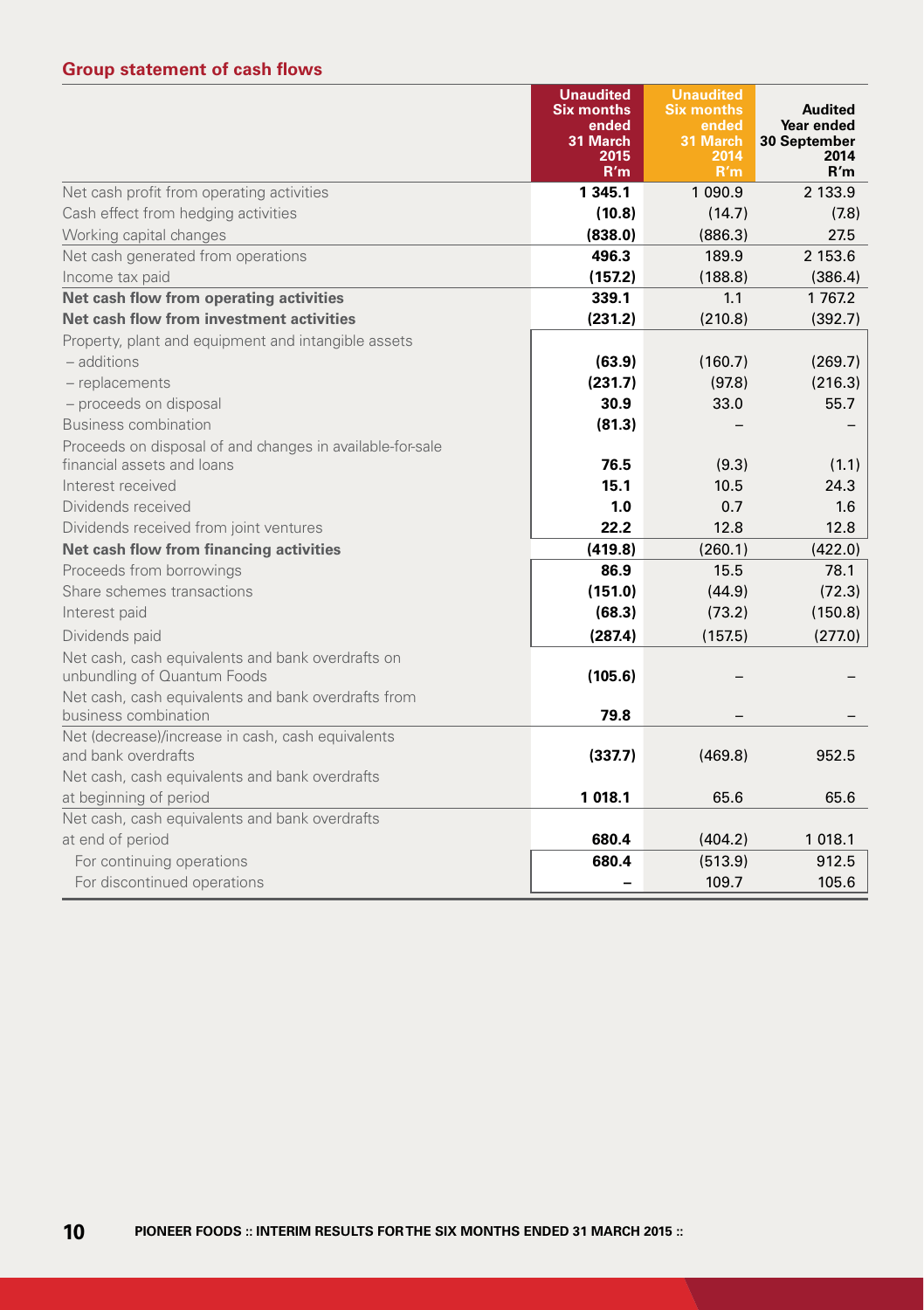## Group statement of cash flows

| | Unaudited Six months ended 31 March 2015 R'm | Unaudited Six months ended 31 March 2014 R'm | Audited Year ended 30 September 2014 R'm |
|---|---|---|---|
| Net cash profit from operating activities | **1 345.1** | 1 090.9 | 2 133.9 |
| Cash effect from hedging activities | **(10.8)** | (14.7) | (7.8) |
| Working capital changes | **(838.0)** | (886.3) | 27.5 |
| Net cash generated from operations | **496.3** | 189.9 | 2 153.6 |
| Income tax paid | **(157.2)** | (188.8) | (386.4) |
| **Net cash flow from operating activities** | **339.1** | 1.1 | 1 767.2 |
| **Net cash flow from investment activities** | **(231.2)** | (210.8) | (392.7) |
| Property, plant and equipment and intangible assets | | | |
| – additions | **(63.9)** | (160.7) | (269.7) |
| – replacements | **(231.7)** | (97.8) | (216.3) |
| – proceeds on disposal | **30.9** | 33.0 | 55.7 |
| Business combination | **(81.3)** | – | – |
| Proceeds on disposal of and changes in available-for-sale financial assets and loans | **76.5** | (9.3) | (1.1) |
| Interest received | **15.1** | 10.5 | 24.3 |
| Dividends received | **1.0** | 0.7 | 1.6 |
| Dividends received from joint ventures | **22.2** | 12.8 | 12.8 |
| **Net cash flow from financing activities** | **(419.8)** | (260.1) | (422.0) |
| Proceeds from borrowings | **86.9** | 15.5 | 78.1 |
| Share schemes transactions | **(151.0)** | (44.9) | (72.3) |
| Interest paid | **(68.3)** | (73.2) | (150.8) |
| Dividends paid | **(287.4)** | (157.5) | (277.0) |
| Net cash, cash equivalents and bank overdrafts on unbundling of Quantum Foods | **(105.6)** | – | – |
| Net cash, cash equivalents and bank overdrafts from business combination | **79.8** | – | – |
| Net (decrease)/increase in cash, cash equivalents and bank overdrafts | **(337.7)** | (469.8) | 952.5 |
| Net cash, cash equivalents and bank overdrafts at beginning of period | **1 018.1** | 65.6 | 65.6 |
| Net cash, cash equivalents and bank overdrafts at end of period | **680.4** | (404.2) | 1 018.1 |
| For continuing operations | **680.4** | (513.9) | 912.5 |
| For discontinued operations | **–** | 109.7 | 105.6 |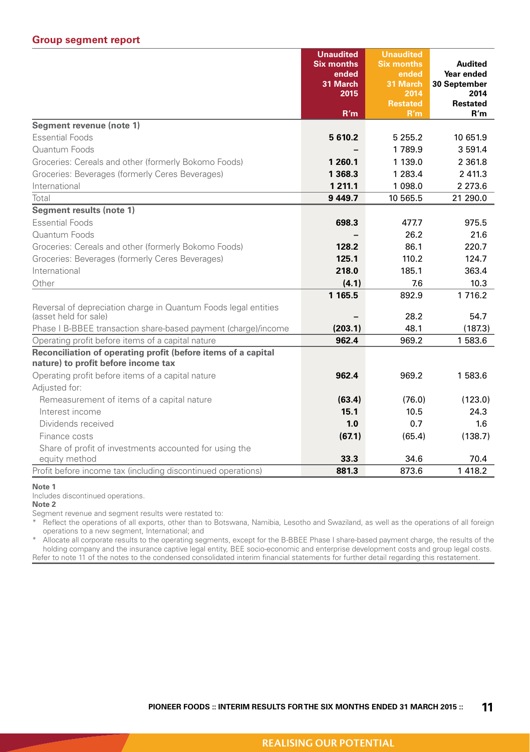## Group segment report

| | Unaudited Six months ended 31 March 2015 R'm | Unaudited Six months ended 31 March 2014 Restated R'm | Audited Year ended 30 September 2014 Restated R'm |
|---|---|---|---|
| **Segment revenue (note 1)** | | | |
| Essential Foods | **5 610.2** | 5 255.2 | 10 651.9 |
| Quantum Foods | **–** | 1 789.9 | 3 591.4 |
| Groceries: Cereals and other (formerly Bokomo Foods) | **1 260.1** | 1 139.0 | 2 361.8 |
| Groceries: Beverages (formerly Ceres Beverages) | **1 368.3** | 1 283.4 | 2 411.3 |
| International | **1 211.1** | 1 098.0 | 2 273.6 |
| Total | **9 449.7** | 10 565.5 | 21 290.0 |
| **Segment results (note 1)** | | | |
| Essential Foods | **698.3** | 477.7 | 975.5 |
| Quantum Foods | **–** | 26.2 | 21.6 |
| Groceries: Cereals and other (formerly Bokomo Foods) | **128.2** | 86.1 | 220.7 |
| Groceries: Beverages (formerly Ceres Beverages) | **125.1** | 110.2 | 124.7 |
| International | **218.0** | 185.1 | 363.4 |
| Other | **(4.1)** | 7.6 | 10.3 |
| | **1 165.5** | 892.9 | 1 716.2 |
| Reversal of depreciation charge in Quantum Foods legal entities (asset held for sale) | **–** | 28.2 | 54.7 |
| Phase I B-BBEE transaction share-based payment (charge)/income | **(203.1)** | 48.1 | (187.3) |
| Operating profit before items of a capital nature | **962.4** | 969.2 | 1 583.6 |
| **Reconciliation of operating profit (before items of a capital nature) to profit before income tax** | | | |
| Operating profit before items of a capital nature | **962.4** | 969.2 | 1 583.6 |
| Adjusted for: | | | |
| Remeasurement of items of a capital nature | **(63.4)** | (76.0) | (123.0) |
| Interest income | **15.1** | 10.5 | 24.3 |
| Dividends received | **1.0** | 0.7 | 1.6 |
| Finance costs | **(67.1)** | (65.4) | (138.7) |
| Share of profit of investments accounted for using the equity method | **33.3** | 34.6 | 70.4 |
| Profit before income tax (including discontinued operations) | **881.3** | 873.6 | 1 418.2 |

**Note 1**

Includes discontinued operations.

**Note 2**

Segment revenue and segment results were restated to:

- Reflect the operations of all exports, other than to Botswana, Namibia, Lesotho and Swaziland, as well as the operations of all foreign operations to a new segment, International; and
- Allocate all corporate results to the operating segments, except for the B-BBEE Phase I share-based payment charge, the results of the holding company and the insurance captive legal entity, BEE socio-economic and enterprise development costs and group legal costs.

Refer to note 11 of the notes to the condensed consolidated interim financial statements for further detail regarding this restatement.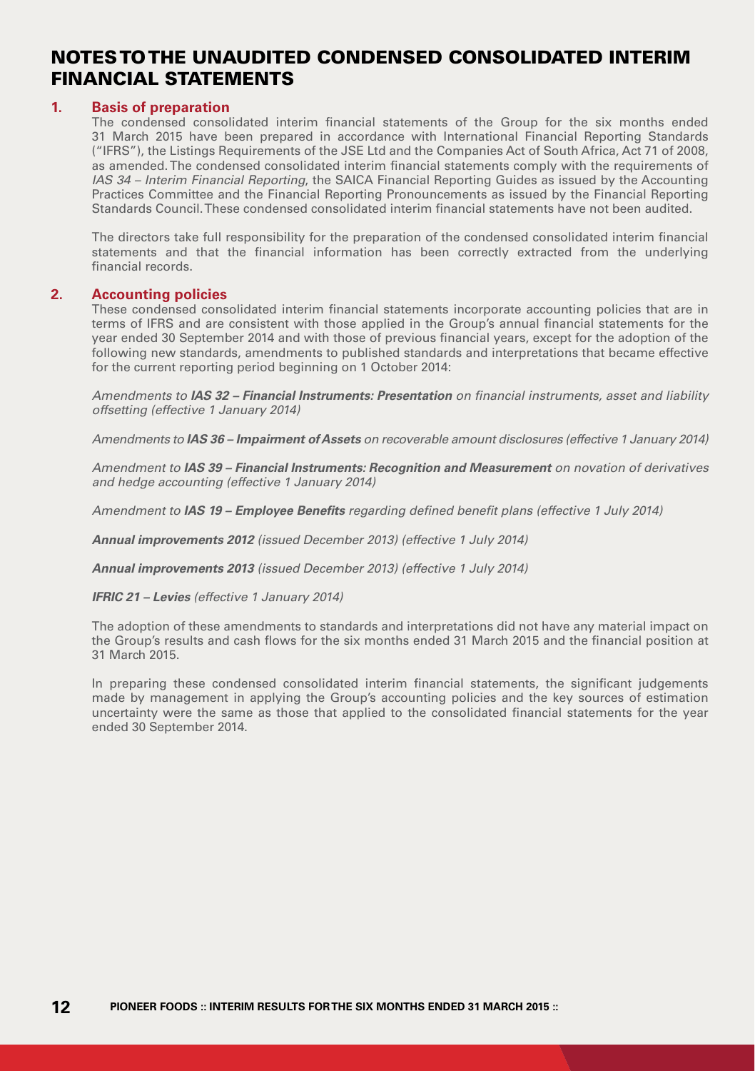# NOTES TO THE UNAUDITED CONDENSED CONSOLIDATED INTERIM FINANCIAL STATEMENTS

## 1. Basis of preparation

The condensed consolidated interim financial statements of the Group for the six months ended 31 March 2015 have been prepared in accordance with International Financial Reporting Standards ("IFRS"), the Listings Requirements of the JSE Ltd and the Companies Act of South Africa, Act 71 of 2008, as amended. The condensed consolidated interim financial statements comply with the requirements of *IAS 34 – Interim Financial Reporting*, the SAICA Financial Reporting Guides as issued by the Accounting Practices Committee and the Financial Reporting Pronouncements as issued by the Financial Reporting Standards Council. These condensed consolidated interim financial statements have not been audited.

The directors take full responsibility for the preparation of the condensed consolidated interim financial statements and that the financial information has been correctly extracted from the underlying financial records.

## 2. Accounting policies

These condensed consolidated interim financial statements incorporate accounting policies that are in terms of IFRS and are consistent with those applied in the Group's annual financial statements for the year ended 30 September 2014 and with those of previous financial years, except for the adoption of the following new standards, amendments to published standards and interpretations that became effective for the current reporting period beginning on 1 October 2014:

*Amendments to **IAS 32 – Financial Instruments: Presentation** on financial instruments, asset and liability offsetting (effective 1 January 2014)*

*Amendments to **IAS 36 – Impairment of Assets** on recoverable amount disclosures (effective 1 January 2014)*

*Amendment to **IAS 39 – Financial Instruments: Recognition and Measurement** on novation of derivatives and hedge accounting (effective 1 January 2014)*

*Amendment to **IAS 19 – Employee Benefits** regarding defined benefit plans (effective 1 July 2014)*

***Annual improvements 2012** (issued December 2013) (effective 1 July 2014)*

***Annual improvements 2013** (issued December 2013) (effective 1 July 2014)*

***IFRIC 21 – Levies** (effective 1 January 2014)*

The adoption of these amendments to standards and interpretations did not have any material impact on the Group's results and cash flows for the six months ended 31 March 2015 and the financial position at 31 March 2015.

In preparing these condensed consolidated interim financial statements, the significant judgements made by management in applying the Group's accounting policies and the key sources of estimation uncertainty were the same as those that applied to the consolidated financial statements for the year ended 30 September 2014.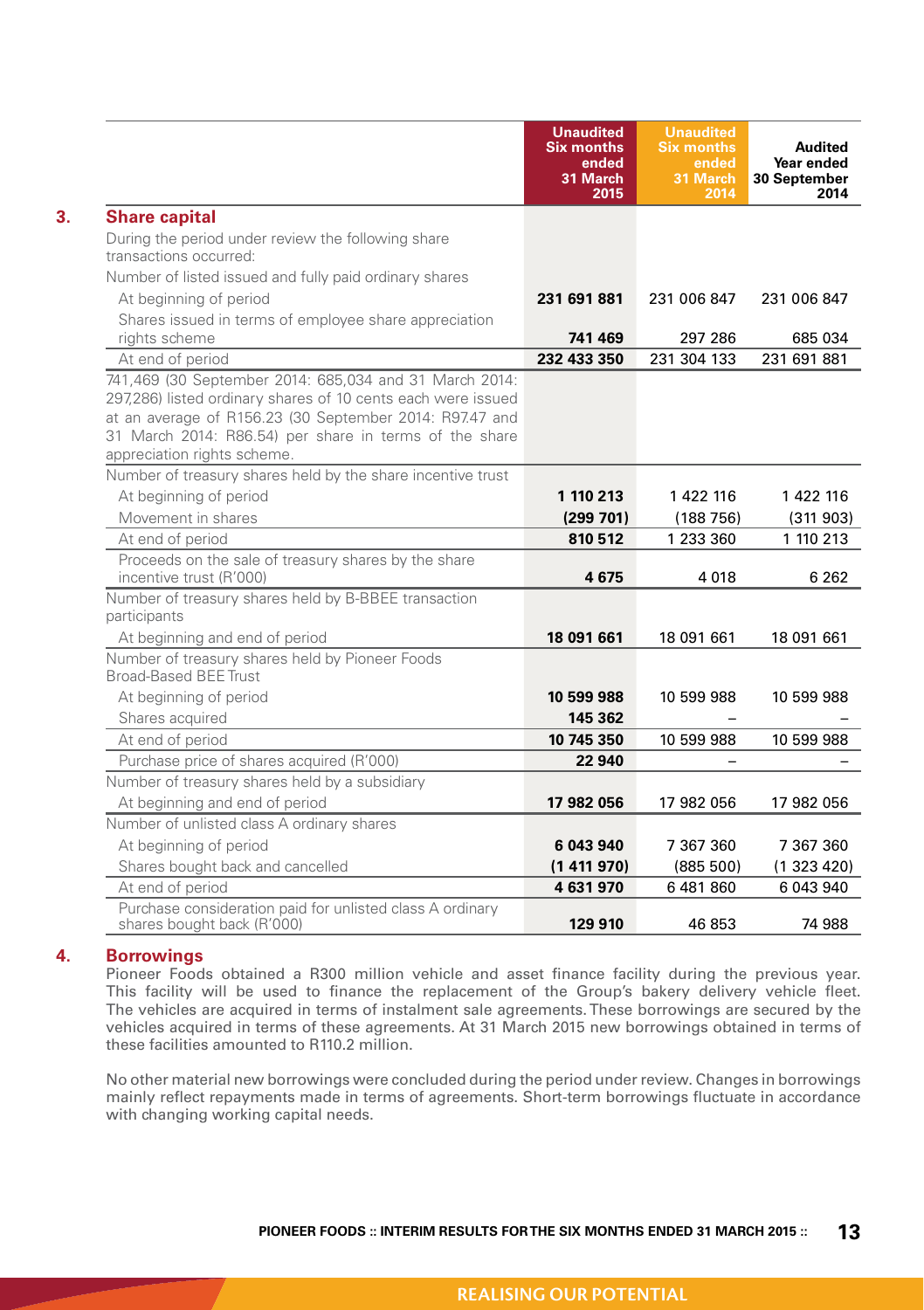## 3. Share capital

| | Unaudited Six months ended 31 March 2015 | Unaudited Six months ended 31 March 2014 | Audited Year ended 30 September 2014 |
|---|---|---|---|
| During the period under review the following share transactions occurred: | | | |
| Number of listed issued and fully paid ordinary shares | | | |
| At beginning of period | **231 691 881** | 231 006 847 | 231 006 847 |
| Shares issued in terms of employee share appreciation rights scheme | **741 469** | 297 286 | 685 034 |
| At end of period | **232 433 350** | 231 304 133 | 231 691 881 |
| 741,469 (30 September 2014: 685,034 and 31 March 2014: 297,286) listed ordinary shares of 10 cents each were issued at an average of R156.23 (30 September 2014: R97.47 and 31 March 2014: R86.54) per share in terms of the share appreciation rights scheme. | | | |
| Number of treasury shares held by the share incentive trust | | | |
| At beginning of period | **1 110 213** | 1 422 116 | 1 422 116 |
| Movement in shares | **(299 701)** | (188 756) | (311 903) |
| At end of period | **810 512** | 1 233 360 | 1 110 213 |
| Proceeds on the sale of treasury shares by the share incentive trust (R'000) | **4 675** | 4 018 | 6 262 |
| Number of treasury shares held by B-BBEE transaction participants | | | |
| At beginning and end of period | **18 091 661** | 18 091 661 | 18 091 661 |
| Number of treasury shares held by Pioneer Foods Broad-Based BEE Trust | | | |
| At beginning of period | **10 599 988** | 10 599 988 | 10 599 988 |
| Shares acquired | **145 362** | – | – |
| At end of period | **10 745 350** | 10 599 988 | 10 599 988 |
| Purchase price of shares acquired (R'000) | **22 940** | – | – |
| Number of treasury shares held by a subsidiary | | | |
| At beginning and end of period | **17 982 056** | 17 982 056 | 17 982 056 |
| Number of unlisted class A ordinary shares | | | |
| At beginning of period | **6 043 940** | 7 367 360 | 7 367 360 |
| Shares bought back and cancelled | **(1 411 970)** | (885 500) | (1 323 420) |
| At end of period | **4 631 970** | 6 481 860 | 6 043 940 |
| Purchase consideration paid for unlisted class A ordinary shares bought back (R'000) | **129 910** | 46 853 | 74 988 |

## 4. Borrowings

Pioneer Foods obtained a R300 million vehicle and asset finance facility during the previous year. This facility will be used to finance the replacement of the Group's bakery delivery vehicle fleet. The vehicles are acquired in terms of instalment sale agreements. These borrowings are secured by the vehicles acquired in terms of these agreements. At 31 March 2015 new borrowings obtained in terms of these facilities amounted to R110.2 million.

No other material new borrowings were concluded during the period under review. Changes in borrowings mainly reflect repayments made in terms of agreements. Short-term borrowings fluctuate in accordance with changing working capital needs.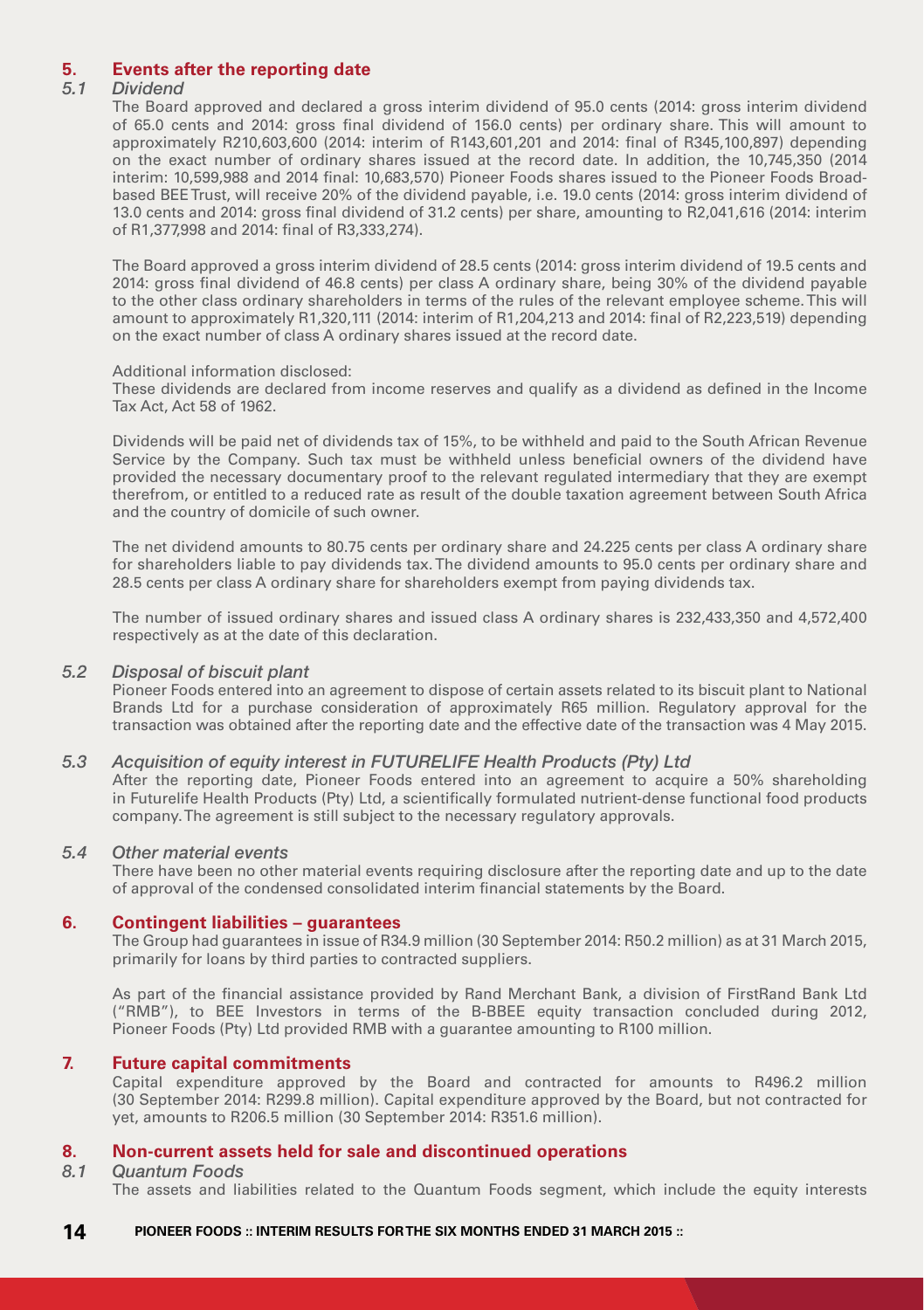## 5. Events after the reporting date

### *5.1 Dividend*

The Board approved and declared a gross interim dividend of 95.0 cents (2014: gross interim dividend of 65.0 cents and 2014: gross final dividend of 156.0 cents) per ordinary share. This will amount to approximately R210,603,600 (2014: interim of R143,601,201 and 2014: final of R345,100,897) depending on the exact number of ordinary shares issued at the record date. In addition, the 10,745,350 (2014 interim: 10,599,988 and 2014 final: 10,683,570) Pioneer Foods shares issued to the Pioneer Foods Broad-based BEE Trust, will receive 20% of the dividend payable, i.e. 19.0 cents (2014: gross interim dividend of 13.0 cents and 2014: gross final dividend of 31.2 cents) per share, amounting to R2,041,616 (2014: interim of R1,377,998 and 2014: final of R3,333,274).

The Board approved a gross interim dividend of 28.5 cents (2014: gross interim dividend of 19.5 cents and 2014: gross final dividend of 46.8 cents) per class A ordinary share, being 30% of the dividend payable to the other class ordinary shareholders in terms of the rules of the relevant employee scheme. This will amount to approximately R1,320,111 (2014: interim of R1,204,213 and 2014: final of R2,223,519) depending on the exact number of class A ordinary shares issued at the record date.

Additional information disclosed:

These dividends are declared from income reserves and qualify as a dividend as defined in the Income Tax Act, Act 58 of 1962.

Dividends will be paid net of dividends tax of 15%, to be withheld and paid to the South African Revenue Service by the Company. Such tax must be withheld unless beneficial owners of the dividend have provided the necessary documentary proof to the relevant regulated intermediary that they are exempt therefrom, or entitled to a reduced rate as result of the double taxation agreement between South Africa and the country of domicile of such owner.

The net dividend amounts to 80.75 cents per ordinary share and 24.225 cents per class A ordinary share for shareholders liable to pay dividends tax. The dividend amounts to 95.0 cents per ordinary share and 28.5 cents per class A ordinary share for shareholders exempt from paying dividends tax.

The number of issued ordinary shares and issued class A ordinary shares is 232,433,350 and 4,572,400 respectively as at the date of this declaration.

### *5.2 Disposal of biscuit plant*

Pioneer Foods entered into an agreement to dispose of certain assets related to its biscuit plant to National Brands Ltd for a purchase consideration of approximately R65 million. Regulatory approval for the transaction was obtained after the reporting date and the effective date of the transaction was 4 May 2015.

### *5.3 Acquisition of equity interest in FUTURELIFE Health Products (Pty) Ltd*

After the reporting date, Pioneer Foods entered into an agreement to acquire a 50% shareholding in Futurelife Health Products (Pty) Ltd, a scientifically formulated nutrient-dense functional food products company. The agreement is still subject to the necessary regulatory approvals.

### *5.4 Other material events*

There have been no other material events requiring disclosure after the reporting date and up to the date of approval of the condensed consolidated interim financial statements by the Board.

## 6. Contingent liabilities – guarantees

The Group had guarantees in issue of R34.9 million (30 September 2014: R50.2 million) as at 31 March 2015, primarily for loans by third parties to contracted suppliers.

As part of the financial assistance provided by Rand Merchant Bank, a division of FirstRand Bank Ltd ("RMB"), to BEE Investors in terms of the B-BBEE equity transaction concluded during 2012, Pioneer Foods (Pty) Ltd provided RMB with a guarantee amounting to R100 million.

## 7. Future capital commitments

Capital expenditure approved by the Board and contracted for amounts to R496.2 million (30 September 2014: R299.8 million). Capital expenditure approved by the Board, but not contracted for yet, amounts to R206.5 million (30 September 2014: R351.6 million).

## 8. Non-current assets held for sale and discontinued operations

### *8.1 Quantum Foods*

The assets and liabilities related to the Quantum Foods segment, which include the equity interests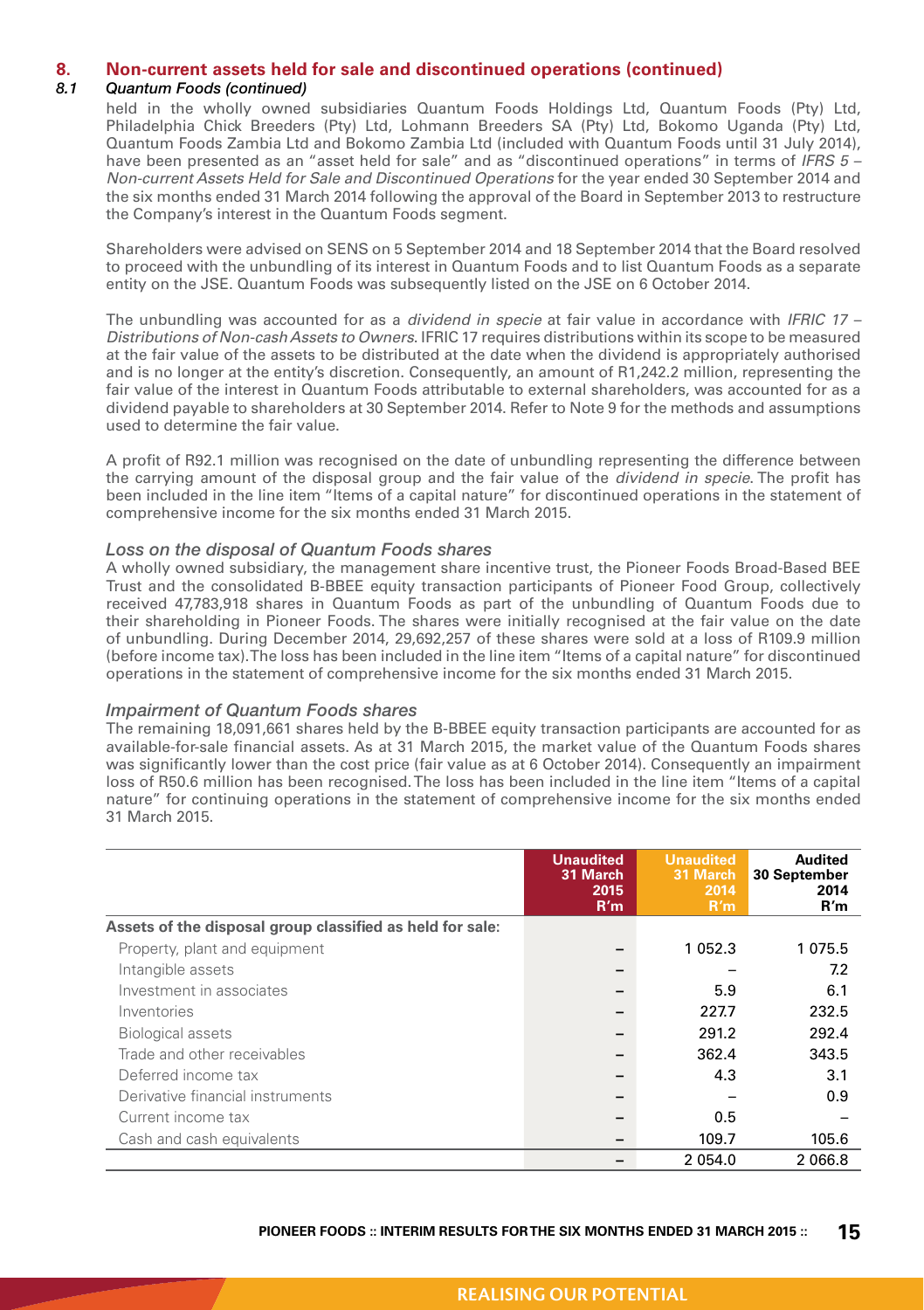## 8. Non-current assets held for sale and discontinued operations (continued)

### *8.1 Quantum Foods (continued)*

held in the wholly owned subsidiaries Quantum Foods Holdings Ltd, Quantum Foods (Pty) Ltd, Philadelphia Chick Breeders (Pty) Ltd, Lohmann Breeders SA (Pty) Ltd, Bokomo Uganda (Pty) Ltd, Quantum Foods Zambia Ltd and Bokomo Zambia Ltd (included with Quantum Foods until 31 July 2014), have been presented as an "asset held for sale" and as "discontinued operations" in terms of *IFRS 5 – Non-current Assets Held for Sale and Discontinued Operations* for the year ended 30 September 2014 and the six months ended 31 March 2014 following the approval of the Board in September 2013 to restructure the Company's interest in the Quantum Foods segment.

Shareholders were advised on SENS on 5 September 2014 and 18 September 2014 that the Board resolved to proceed with the unbundling of its interest in Quantum Foods and to list Quantum Foods as a separate entity on the JSE. Quantum Foods was subsequently listed on the JSE on 6 October 2014.

The unbundling was accounted for as a *dividend in specie* at fair value in accordance with *IFRIC 17 – Distributions of Non-cash Assets to Owners*. IFRIC 17 requires distributions within its scope to be measured at the fair value of the assets to be distributed at the date when the dividend is appropriately authorised and is no longer at the entity's discretion. Consequently, an amount of R1,242.2 million, representing the fair value of the interest in Quantum Foods attributable to external shareholders, was accounted for as a dividend payable to shareholders at 30 September 2014. Refer to Note 9 for the methods and assumptions used to determine the fair value.

A profit of R92.1 million was recognised on the date of unbundling representing the difference between the carrying amount of the disposal group and the fair value of the *dividend in specie*. The profit has been included in the line item "Items of a capital nature" for discontinued operations in the statement of comprehensive income for the six months ended 31 March 2015.

#### *Loss on the disposal of Quantum Foods shares*

A wholly owned subsidiary, the management share incentive trust, the Pioneer Foods Broad-Based BEE Trust and the consolidated B-BBEE equity transaction participants of Pioneer Food Group, collectively received 47,783,918 shares in Quantum Foods as part of the unbundling of Quantum Foods due to their shareholding in Pioneer Foods. The shares were initially recognised at the fair value on the date of unbundling. During December 2014, 29,692,257 of these shares were sold at a loss of R109.9 million (before income tax). The loss has been included in the line item "Items of a capital nature" for discontinued operations in the statement of comprehensive income for the six months ended 31 March 2015.

#### *Impairment of Quantum Foods shares*

The remaining 18,091,661 shares held by the B-BBEE equity transaction participants are accounted for as available-for-sale financial assets. As at 31 March 2015, the market value of the Quantum Foods shares was significantly lower than the cost price (fair value as at 6 October 2014). Consequently an impairment loss of R50.6 million has been recognised. The loss has been included in the line item "Items of a capital nature" for continuing operations in the statement of comprehensive income for the six months ended 31 March 2015.

| | Unaudited 31 March 2015 R'm | Unaudited 31 March 2014 R'm | Audited 30 September 2014 R'm |
|---|---|---|---|
| **Assets of the disposal group classified as held for sale:** | | | |
| Property, plant and equipment | – | 1 052.3 | 1 075.5 |
| Intangible assets | – | – | 7.2 |
| Investment in associates | – | 5.9 | 6.1 |
| Inventories | – | 227.7 | 232.5 |
| Biological assets | – | 291.2 | 292.4 |
| Trade and other receivables | – | 362.4 | 343.5 |
| Deferred income tax | – | 4.3 | 3.1 |
| Derivative financial instruments | – | – | 0.9 |
| Current income tax | – | 0.5 | – |
| Cash and cash equivalents | – | 109.7 | 105.6 |
| | – | 2 054.0 | 2 066.8 |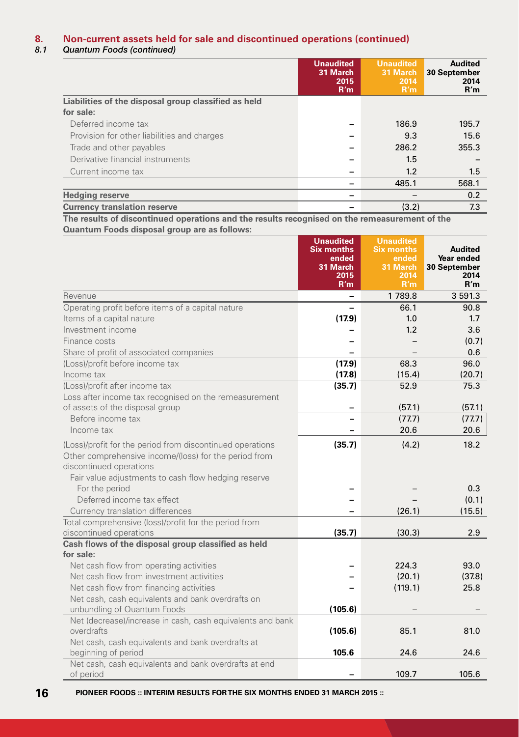## 8. Non-current assets held for sale and discontinued operations (continued)

### *8.1 Quantum Foods (continued)*

| | Unaudited 31 March 2015 R'm | Unaudited 31 March 2014 R'm | Audited 30 September 2014 R'm |
|---|---|---|---|
| **Liabilities of the disposal group classified as held for sale:** | | | |
| Deferred income tax | – | 186.9 | 195.7 |
| Provision for other liabilities and charges | – | 9.3 | 15.6 |
| Trade and other payables | – | 286.2 | 355.3 |
| Derivative financial instruments | – | 1.5 | – |
| Current income tax | – | 1.2 | 1.5 |
| | – | 485.1 | 568.1 |
| **Hedging reserve** | – | – | 0.2 |
| **Currency translation reserve** | – | (3.2) | 7.3 |

**The results of discontinued operations and the results recognised on the remeasurement of the Quantum Foods disposal group are as follows:**

| | Unaudited Six months ended 31 March 2015 R'm | Unaudited Six months ended 31 March 2014 R'm | Audited Year ended 30 September 2014 R'm |
|---|---|---|---|
| Revenue | – | 1 789.8 | 3 591.3 |
| Operating profit before items of a capital nature | – | 66.1 | 90.8 |
| Items of a capital nature | **(17.9)** | 1.0 | 1.7 |
| Investment income | – | 1.2 | 3.6 |
| Finance costs | – | – | (0.7) |
| Share of profit of associated companies | – | – | 0.6 |
| (Loss)/profit before income tax | **(17.9)** | 68.3 | 96.0 |
| Income tax | **(17.8)** | (15.4) | (20.7) |
| (Loss)/profit after income tax | **(35.7)** | 52.9 | 75.3 |
| Loss after income tax recognised on the remeasurement of assets of the disposal group | – | (57.1) | (57.1) |
| Before income tax | – | (77.7) | (77.7) |
| Income tax | – | 20.6 | 20.6 |
| (Loss)/profit for the period from discontinued operations | **(35.7)** | (4.2) | 18.2 |
| Other comprehensive income/(loss) for the period from discontinued operations | | | |
| Fair value adjustments to cash flow hedging reserve | | | |
| For the period | – | – | 0.3 |
| Deferred income tax effect | – | – | (0.1) |
| Currency translation differences | – | (26.1) | (15.5) |
| Total comprehensive (loss)/profit for the period from discontinued operations | **(35.7)** | (30.3) | 2.9 |
| **Cash flows of the disposal group classified as held for sale:** | | | |
| Net cash flow from operating activities | – | 224.3 | 93.0 |
| Net cash flow from investment activities | – | (20.1) | (37.8) |
| Net cash flow from financing activities | – | (119.1) | 25.8 |
| Net cash, cash equivalents and bank overdrafts on unbundling of Quantum Foods | **(105.6)** | – | – |
| Net (decrease)/increase in cash, cash equivalents and bank overdrafts | **(105.6)** | 85.1 | 81.0 |
| Net cash, cash equivalents and bank overdrafts at beginning of period | **105.6** | 24.6 | 24.6 |
| Net cash, cash equivalents and bank overdrafts at end of period | – | 109.7 | 105.6 |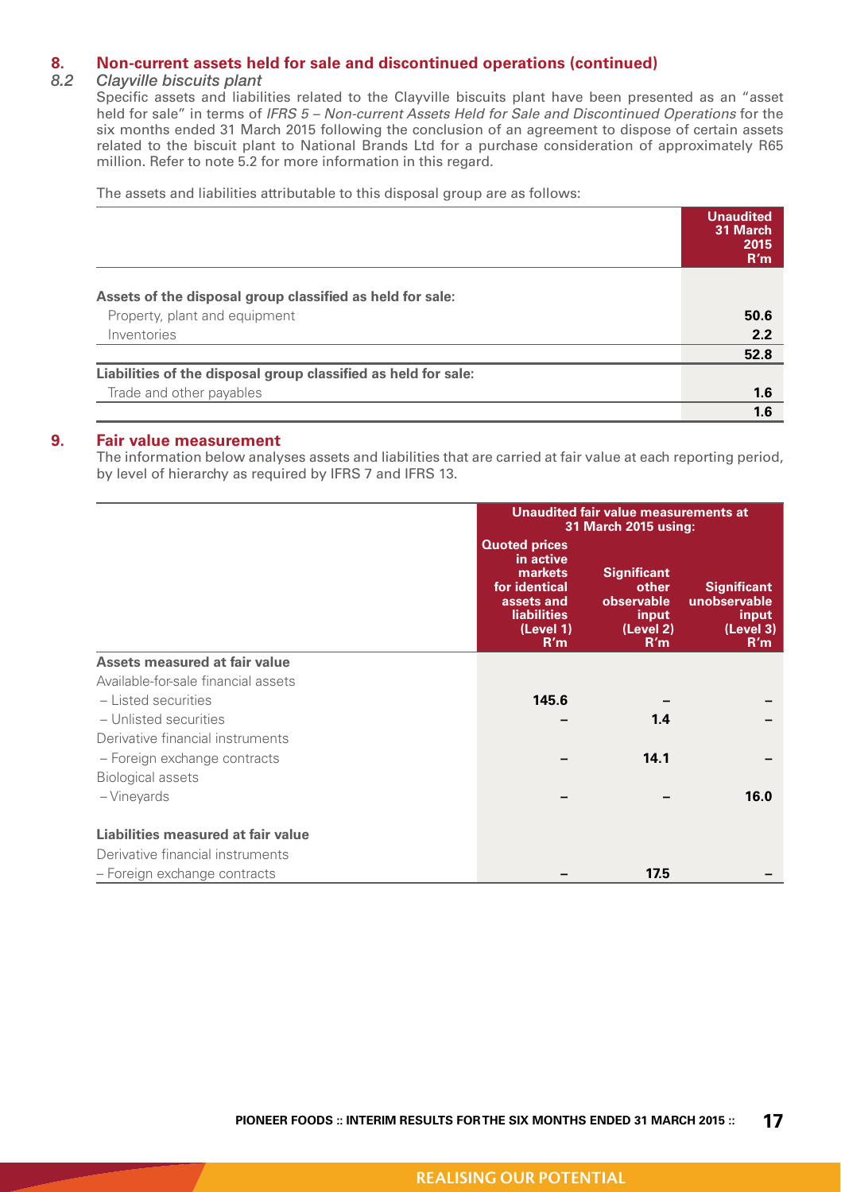## 8. Non-current assets held for sale and discontinued operations (continued)

### 8.2 *Clayville biscuits plant*

Specific assets and liabilities related to the Clayville biscuits plant have been presented as an "asset held for sale" in terms of *IFRS 5 – Non-current Assets Held for Sale and Discontinued Operations* for the six months ended 31 March 2015 following the conclusion of an agreement to dispose of certain assets related to the biscuit plant to National Brands Ltd for a purchase consideration of approximately R65 million. Refer to note 5.2 for more information in this regard.

The assets and liabilities attributable to this disposal group are as follows:

| | Unaudited 31 March 2015 R'm |
|---|---|
| **Assets of the disposal group classified as held for sale:** | |
| Property, plant and equipment | 50.6 |
| Inventories | 2.2 |
| | 52.8 |
| **Liabilities of the disposal group classified as held for sale:** | |
| Trade and other payables | 1.6 |
| | 1.6 |

## 9. Fair value measurement

The information below analyses assets and liabilities that are carried at fair value at each reporting period, by level of hierarchy as required by IFRS 7 and IFRS 13.

| | Unaudited fair value measurements at 31 March 2015 using: | | |
|---|---|---|---|
| | Quoted prices in active markets for identical assets and liabilities (Level 1) R'm | Significant other observable input (Level 2) R'm | Significant unobservable input (Level 3) R'm |
| **Assets measured at fair value** | | | |
| Available-for-sale financial assets | | | |
| – Listed securities | 145.6 | – | – |
| – Unlisted securities | – | 1.4 | – |
| Derivative financial instruments | | | |
| – Foreign exchange contracts | – | 14.1 | – |
| Biological assets | | | |
| – Vineyards | – | – | 16.0 |
| **Liabilities measured at fair value** | | | |
| Derivative financial instruments | | | |
| – Foreign exchange contracts | – | 17.5 | – |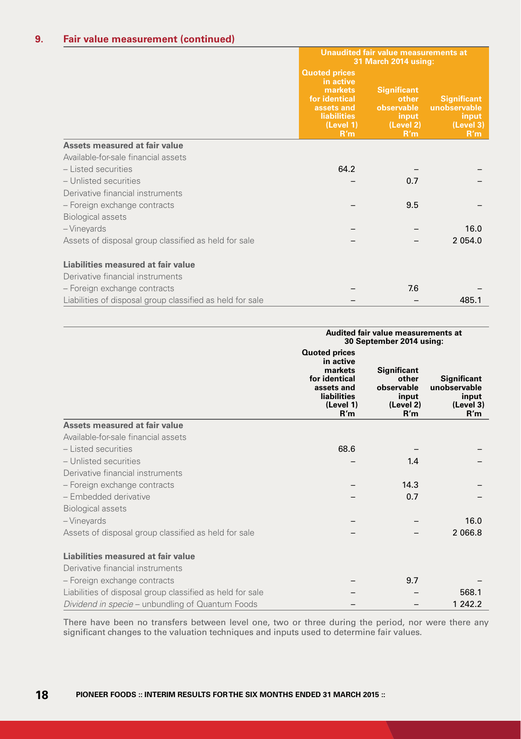## 9. Fair value measurement (continued)

| | Unaudited fair value measurements at 31 March 2014 using: | | |
|---|---|---|---|
| | Quoted prices in active markets for identical assets and liabilities (Level 1) R'm | Significant other observable input (Level 2) R'm | Significant unobservable input (Level 3) R'm |
| **Assets measured at fair value** | | | |
| Available-for-sale financial assets | | | |
| – Listed securities | 64.2 | – | – |
| – Unlisted securities | – | 0.7 | – |
| Derivative financial instruments | | | |
| – Foreign exchange contracts | – | 9.5 | – |
| Biological assets | | | |
| – Vineyards | – | – | 16.0 |
| Assets of disposal group classified as held for sale | – | – | 2 054.0 |
| **Liabilities measured at fair value** | | | |
| Derivative financial instruments | | | |
| – Foreign exchange contracts | – | 7.6 | – |
| Liabilities of disposal group classified as held for sale | – | – | 485.1 |

| | Audited fair value measurements at 30 September 2014 using: | | |
|---|---|---|---|
| | Quoted prices in active markets for identical assets and liabilities (Level 1) R'm | Significant other observable input (Level 2) R'm | Significant unobservable input (Level 3) R'm |
| **Assets measured at fair value** | | | |
| Available-for-sale financial assets | | | |
| – Listed securities | 68.6 | – | – |
| – Unlisted securities | – | 1.4 | – |
| Derivative financial instruments | | | |
| – Foreign exchange contracts | – | 14.3 | – |
| – Embedded derivative | – | 0.7 | – |
| Biological assets | | | |
| – Vineyards | – | – | 16.0 |
| Assets of disposal group classified as held for sale | – | – | 2 066.8 |
| **Liabilities measured at fair value** | | | |
| Derivative financial instruments | | | |
| – Foreign exchange contracts | – | 9.7 | – |
| Liabilities of disposal group classified as held for sale | – | – | 568.1 |
| *Dividend in specie* – unbundling of Quantum Foods | – | – | 1 242.2 |

There have been no transfers between level one, two or three during the period, nor were there any significant changes to the valuation techniques and inputs used to determine fair values.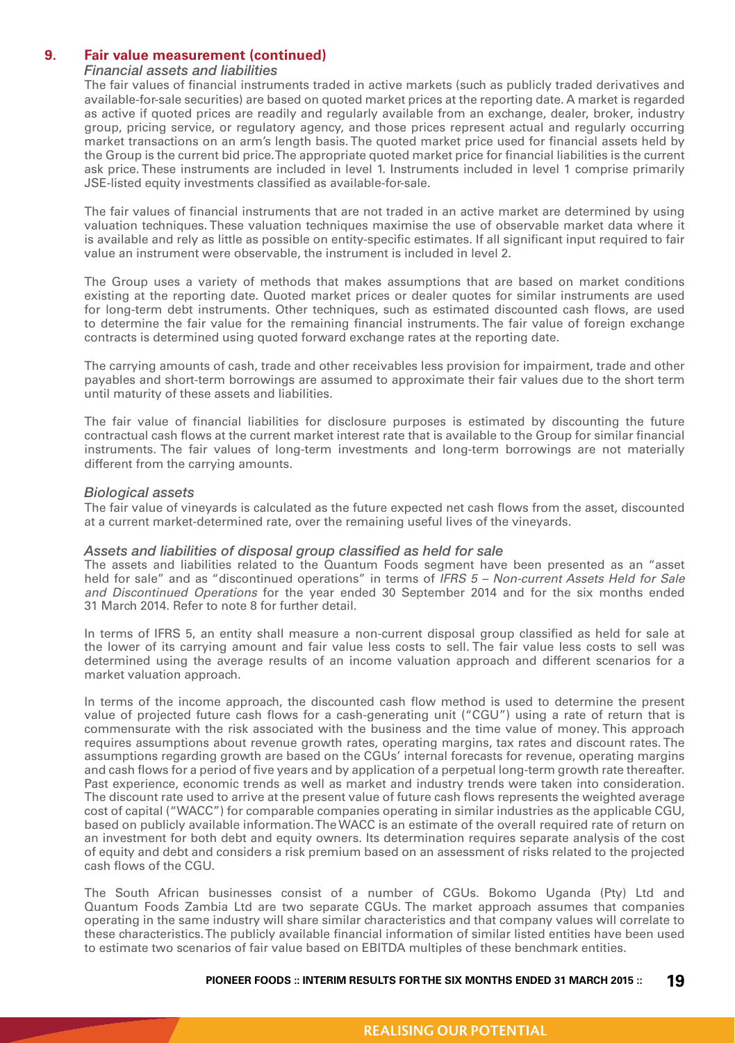## 9. Fair value measurement (continued)

### *Financial assets and liabilities*

The fair values of financial instruments traded in active markets (such as publicly traded derivatives and available-for-sale securities) are based on quoted market prices at the reporting date. A market is regarded as active if quoted prices are readily and regularly available from an exchange, dealer, broker, industry group, pricing service, or regulatory agency, and those prices represent actual and regularly occurring market transactions on an arm's length basis. The quoted market price used for financial assets held by the Group is the current bid price. The appropriate quoted market price for financial liabilities is the current ask price. These instruments are included in level 1. Instruments included in level 1 comprise primarily JSE-listed equity investments classified as available-for-sale.

The fair values of financial instruments that are not traded in an active market are determined by using valuation techniques. These valuation techniques maximise the use of observable market data where it is available and rely as little as possible on entity-specific estimates. If all significant input required to fair value an instrument were observable, the instrument is included in level 2.

The Group uses a variety of methods that makes assumptions that are based on market conditions existing at the reporting date. Quoted market prices or dealer quotes for similar instruments are used for long-term debt instruments. Other techniques, such as estimated discounted cash flows, are used to determine the fair value for the remaining financial instruments. The fair value of foreign exchange contracts is determined using quoted forward exchange rates at the reporting date.

The carrying amounts of cash, trade and other receivables less provision for impairment, trade and other payables and short-term borrowings are assumed to approximate their fair values due to the short term until maturity of these assets and liabilities.

The fair value of financial liabilities for disclosure purposes is estimated by discounting the future contractual cash flows at the current market interest rate that is available to the Group for similar financial instruments. The fair values of long-term investments and long-term borrowings are not materially different from the carrying amounts.

### *Biological assets*

The fair value of vineyards is calculated as the future expected net cash flows from the asset, discounted at a current market-determined rate, over the remaining useful lives of the vineyards.

### *Assets and liabilities of disposal group classified as held for sale*

The assets and liabilities related to the Quantum Foods segment have been presented as an "asset held for sale" and as "discontinued operations" in terms of *IFRS 5 – Non-current Assets Held for Sale and Discontinued Operations* for the year ended 30 September 2014 and for the six months ended 31 March 2014. Refer to note 8 for further detail.

In terms of IFRS 5, an entity shall measure a non-current disposal group classified as held for sale at the lower of its carrying amount and fair value less costs to sell. The fair value less costs to sell was determined using the average results of an income valuation approach and different scenarios for a market valuation approach.

In terms of the income approach, the discounted cash flow method is used to determine the present value of projected future cash flows for a cash-generating unit ("CGU") using a rate of return that is commensurate with the risk associated with the business and the time value of money. This approach requires assumptions about revenue growth rates, operating margins, tax rates and discount rates. The assumptions regarding growth are based on the CGUs' internal forecasts for revenue, operating margins and cash flows for a period of five years and by application of a perpetual long-term growth rate thereafter. Past experience, economic trends as well as market and industry trends were taken into consideration. The discount rate used to arrive at the present value of future cash flows represents the weighted average cost of capital ("WACC") for comparable companies operating in similar industries as the applicable CGU, based on publicly available information. The WACC is an estimate of the overall required rate of return on an investment for both debt and equity owners. Its determination requires separate analysis of the cost of equity and debt and considers a risk premium based on an assessment of risks related to the projected cash flows of the CGU.

The South African businesses consist of a number of CGUs. Bokomo Uganda (Pty) Ltd and Quantum Foods Zambia Ltd are two separate CGUs. The market approach assumes that companies operating in the same industry will share similar characteristics and that company values will correlate to these characteristics. The publicly available financial information of similar listed entities have been used to estimate two scenarios of fair value based on EBITDA multiples of these benchmark entities.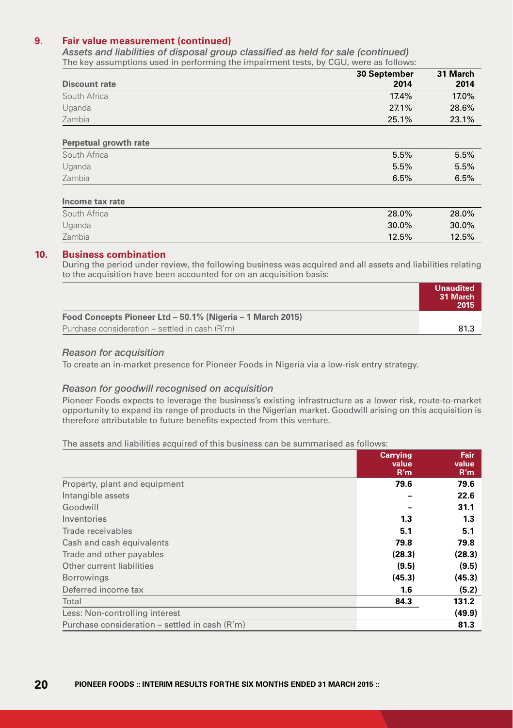## 9. Fair value measurement (continued)

*Assets and liabilities of disposal group classified as held for sale (continued)*

The key assumptions used in performing the impairment tests, by CGU, were as follows:

| Discount rate | 30 September 2014 | 31 March 2014 |
|---|---|---|
| South Africa | 17.4% | 17.0% |
| Uganda | 27.1% | 28.6% |
| Zambia | 25.1% | 23.1% |
| **Perpetual growth rate** | | |
| South Africa | 5.5% | 5.5% |
| Uganda | 5.5% | 5.5% |
| Zambia | 6.5% | 6.5% |
| **Income tax rate** | | |
| South Africa | 28.0% | 28.0% |
| Uganda | 30.0% | 30.0% |
| Zambia | 12.5% | 12.5% |

## 10. Business combination

During the period under review, the following business was acquired and all assets and liabilities relating to the acquisition have been accounted for on an acquisition basis:

| | Unaudited 31 March 2015 |
|---|---|
| **Food Concepts Pioneer Ltd – 50.1% (Nigeria – 1 March 2015)** | |
| Purchase consideration – settled in cash (R'm) | 81.3 |

*Reason for acquisition*

To create an in-market presence for Pioneer Foods in Nigeria via a low-risk entry strategy.

*Reason for goodwill recognised on acquisition*

Pioneer Foods expects to leverage the business's existing infrastructure as a lower risk, route-to-market opportunity to expand its range of products in the Nigerian market. Goodwill arising on this acquisition is therefore attributable to future benefits expected from this venture.

The assets and liabilities acquired of this business can be summarised as follows:

| | Carrying value R'm | Fair value R'm |
|---|---|---|
| Property, plant and equipment | **79.6** | **79.6** |
| Intangible assets | **–** | **22.6** |
| Goodwill | **–** | **31.1** |
| Inventories | **1.3** | **1.3** |
| Trade receivables | **5.1** | **5.1** |
| Cash and cash equivalents | **79.8** | **79.8** |
| Trade and other payables | **(28.3)** | **(28.3)** |
| Other current liabilities | **(9.5)** | **(9.5)** |
| Borrowings | **(45.3)** | **(45.3)** |
| Deferred income tax | **1.6** | **(5.2)** |
| Total | **84.3** | **131.2** |
| Less: Non-controlling interest | | **(49.9)** |
| Purchase consideration – settled in cash (R'm) | | **81.3** |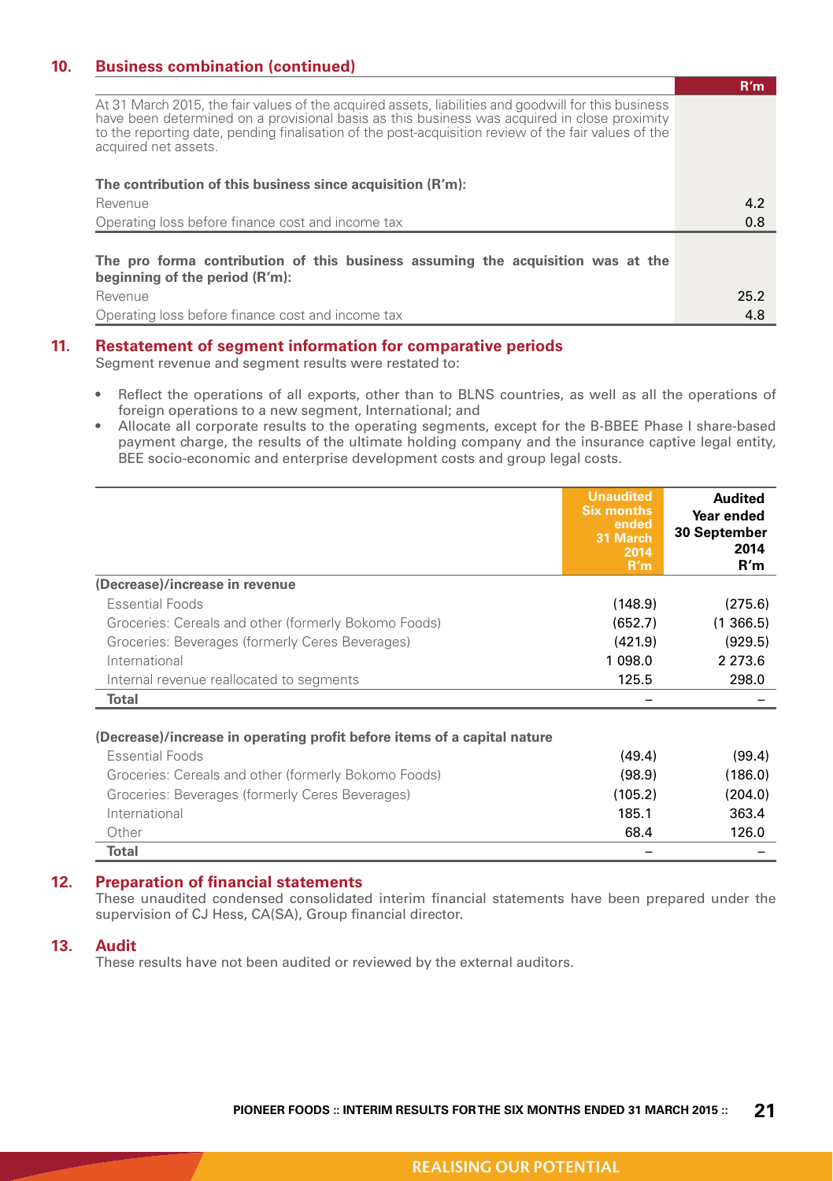## 10. Business combination (continued)

| | R'm |
|---|---|
| At 31 March 2015, the fair values of the acquired assets, liabilities and goodwill for this business have been determined on a provisional basis as this business was acquired in close proximity to the reporting date, pending finalisation of the post-acquisition review of the fair values of the acquired net assets. | |
| **The contribution of this business since acquisition (R'm):** | |
| Revenue | 4.2 |
| Operating loss before finance cost and income tax | 0.8 |
| **The pro forma contribution of this business assuming the acquisition was at the beginning of the period (R'm):** | |
| Revenue | 25.2 |
| Operating loss before finance cost and income tax | 4.8 |

## 11. Restatement of segment information for comparative periods

Segment revenue and segment results were restated to:

- Reflect the operations of all exports, other than to BLNS countries, as well as all the operations of foreign operations to a new segment, International; and
- Allocate all corporate results to the operating segments, except for the B-BBEE Phase I share-based payment charge, the results of the ultimate holding company and the insurance captive legal entity, BEE socio-economic and enterprise development costs and group legal costs.

| | Unaudited Six months ended 31 March 2014 R'm | Audited Year ended 30 September 2014 R'm |
|---|---|---|
| **(Decrease)/increase in revenue** | | |
| Essential Foods | (148.9) | (275.6) |
| Groceries: Cereals and other (formerly Bokomo Foods) | (652.7) | (1 366.5) |
| Groceries: Beverages (formerly Ceres Beverages) | (421.9) | (929.5) |
| International | 1 098.0 | 2 273.6 |
| Internal revenue reallocated to segments | 125.5 | 298.0 |
| **Total** | – | – |
| **(Decrease)/increase in operating profit before items of a capital nature** | | |
| Essential Foods | (49.4) | (99.4) |
| Groceries: Cereals and other (formerly Bokomo Foods) | (98.9) | (186.0) |
| Groceries: Beverages (formerly Ceres Beverages) | (105.2) | (204.0) |
| International | 185.1 | 363.4 |
| Other | 68.4 | 126.0 |
| **Total** | – | – |

## 12. Preparation of financial statements

These unaudited condensed consolidated interim financial statements have been prepared under the supervision of CJ Hess, CA(SA), Group financial director.

## 13. Audit

These results have not been audited or reviewed by the external auditors.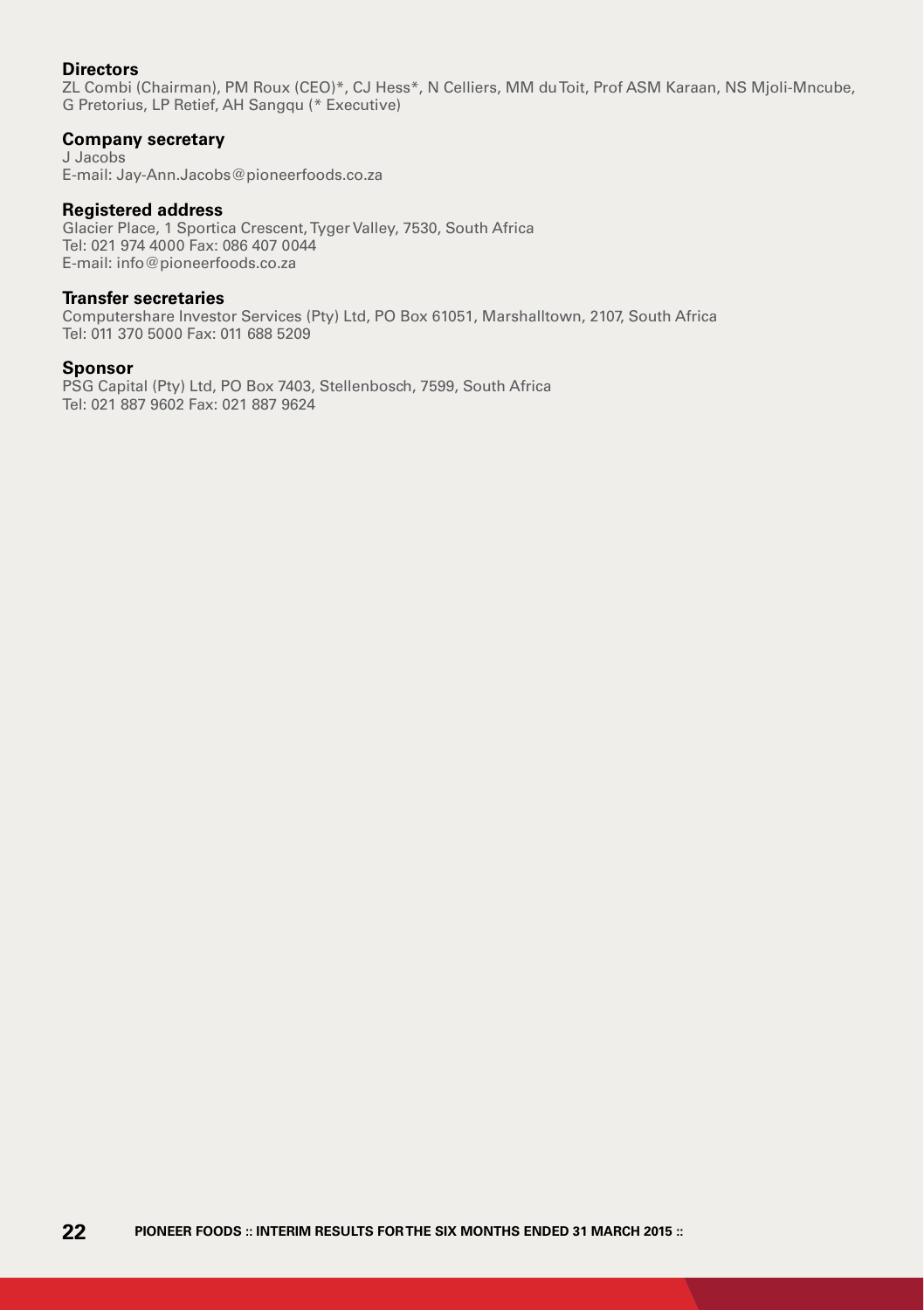**Directors**
ZL Combi (Chairman), PM Roux (CEO)*, CJ Hess*, N Celliers, MM du Toit, Prof ASM Karaan, NS Mjoli-Mncube, G Pretorius, LP Retief, AH Sangqu (* Executive)

**Company secretary**
J Jacobs
E-mail: Jay-Ann.Jacobs@pioneerfoods.co.za

**Registered address**
Glacier Place, 1 Sportica Crescent, Tyger Valley, 7530, South Africa
Tel: 021 974 4000 Fax: 086 407 0044
E-mail: info@pioneerfoods.co.za

**Transfer secretaries**
Computershare Investor Services (Pty) Ltd, PO Box 61051, Marshalltown, 2107, South Africa
Tel: 011 370 5000 Fax: 011 688 5209

**Sponsor**
PSG Capital (Pty) Ltd, PO Box 7403, Stellenbosch, 7599, South Africa
Tel: 021 887 9602 Fax: 021 887 9624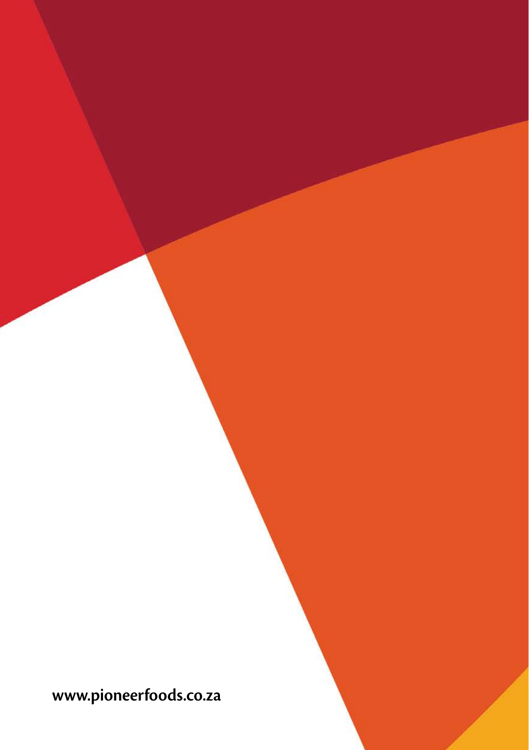**www.pioneerfoods.co.za**